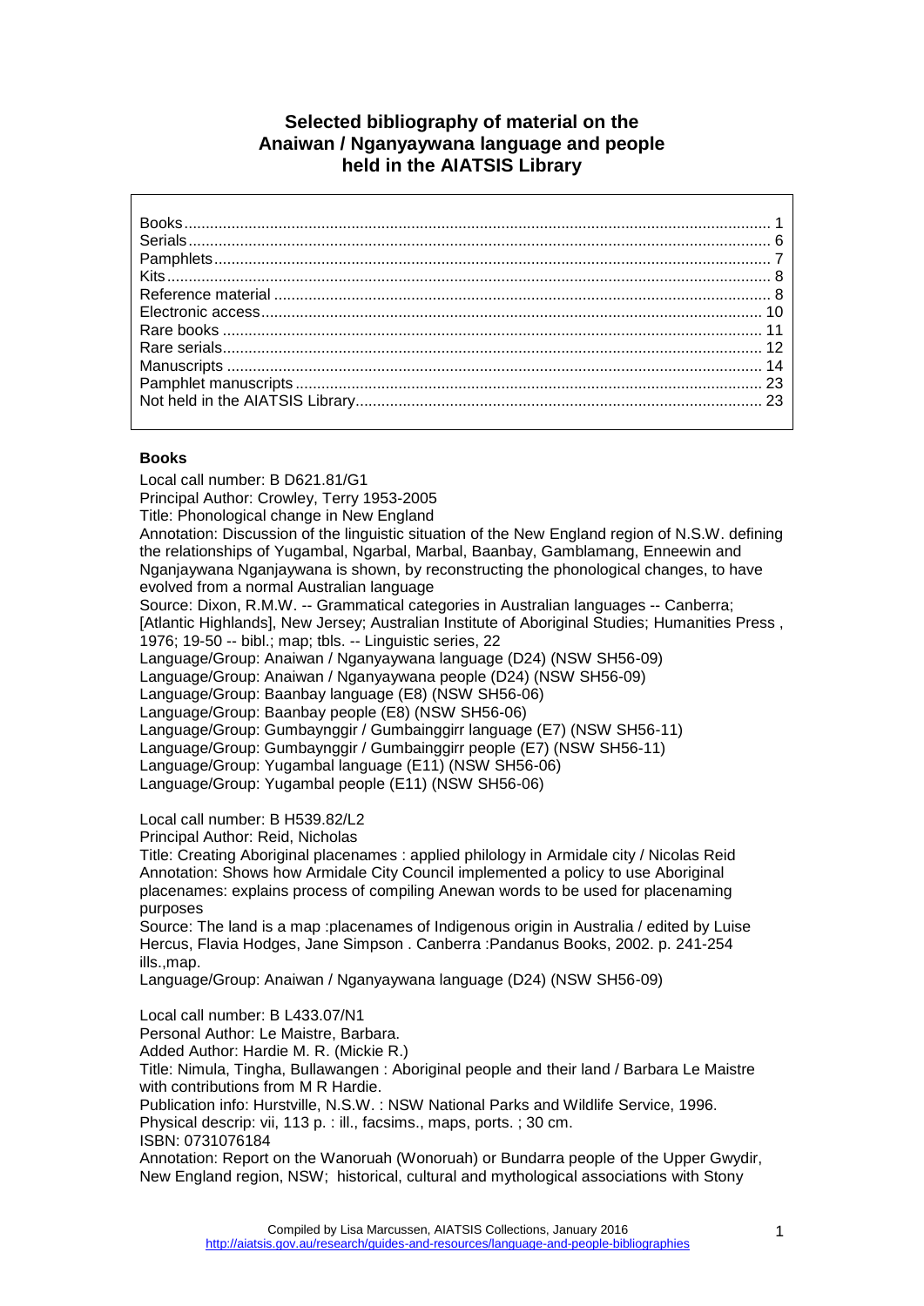# Selected bibliography of material on the Anaiwan / Nganyaywana language and people held in the AIATSIS Library

| | |
|---|---|
| Books | 1 |
| Serials | 6 |
| Pamphlets | 7 |
| Kits | 8 |
| Reference material | 8 |
| Electronic access | 10 |
| Rare books | 11 |
| Rare serials | 12 |
| Manuscripts | 14 |
| Pamphlet manuscripts | 23 |
| Not held in the AIATSIS Library | 23 |

## Books

Local call number: B D621.81/G1
Principal Author: Crowley, Terry 1953-2005
Title: Phonological change in New England
Annotation: Discussion of the linguistic situation of the New England region of N.S.W. defining the relationships of Yugambal, Ngarbal, Marbal, Baanbay, Gamblamang, Enneewin and Nganjaywana Nganjaywana is shown, by reconstructing the phonological changes, to have evolved from a normal Australian language
Source: Dixon, R.M.W. -- Grammatical categories in Australian languages -- Canberra; [Atlantic Highlands], New Jersey; Australian Institute of Aboriginal Studies; Humanities Press , 1976; 19-50 -- bibl.; map; tbls. -- Linguistic series, 22
Language/Group: Anaiwan / Nganyaywana language (D24) (NSW SH56-09)
Language/Group: Anaiwan / Nganyaywana people (D24) (NSW SH56-09)
Language/Group: Baanbay language (E8) (NSW SH56-06)
Language/Group: Baanbay people (E8) (NSW SH56-06)
Language/Group: Gumbaynggir / Gumbainggirr language (E7) (NSW SH56-11)
Language/Group: Gumbaynggir / Gumbainggirr people (E7) (NSW SH56-11)
Language/Group: Yugambal language (E11) (NSW SH56-06)
Language/Group: Yugambal people (E11) (NSW SH56-06)

Local call number: B H539.82/L2
Principal Author: Reid, Nicholas
Title: Creating Aboriginal placenames : applied philology in Armidale city / Nicolas Reid
Annotation: Shows how Armidale City Council implemented a policy to use Aboriginal placenames: explains process of compiling Anewan words to be used for placenaming purposes
Source: The land is a map :placenames of Indigenous origin in Australia / edited by Luise Hercus, Flavia Hodges, Jane Simpson . Canberra :Pandanus Books, 2002. p. 241-254 ills.,map.
Language/Group: Anaiwan / Nganyaywana language (D24) (NSW SH56-09)

Local call number: B L433.07/N1
Personal Author: Le Maistre, Barbara.
Added Author: Hardie M. R. (Mickie R.)
Title: Nimula, Tingha, Bullawangen : Aboriginal people and their land / Barbara Le Maistre with contributions from M R Hardie.
Publication info: Hurstville, N.S.W. : NSW National Parks and Wildlife Service, 1996.
Physical descrip: vii, 113 p. : ill., facsims., maps, ports. ; 30 cm.
ISBN: 0731076184
Annotation: Report on the Wanoruah (Wonoruah) or Bundarra people of the Upper Gwydir, New England region, NSW; historical, cultural and mythological associations with Stony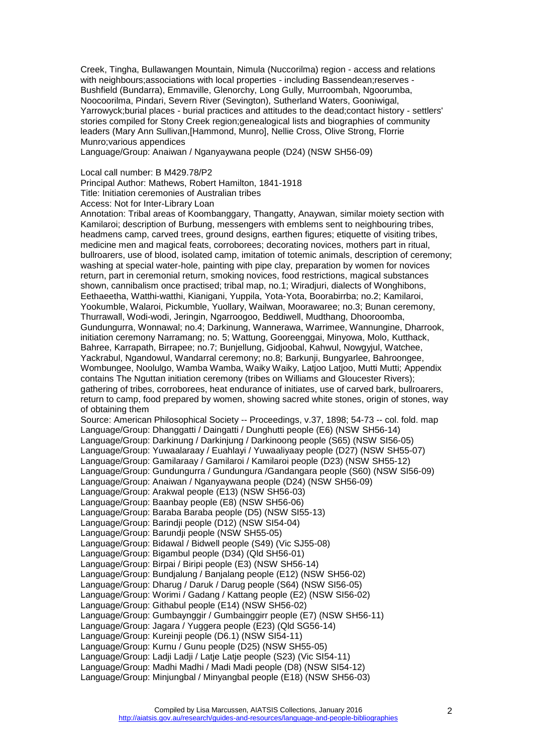Creek, Tingha, Bullawangen Mountain, Nimula (Nuccorilma) region - access and relations with neighbours;associations with local properties - including Bassendean;reserves - Bushfield (Bundarra), Emmaville, Glenorchy, Long Gully, Murroombah, Ngoorumba, Noocoorilma, Pindari, Severn River (Sevington), Sutherland Waters, Gooniwigal, Yarrowyck;burial places - burial practices and attitudes to the dead;contact history - settlers' stories compiled for Stony Creek region;genealogical lists and biographies of community leaders (Mary Ann Sullivan,[Hammond, Munro], Nellie Cross, Olive Strong, Florrie Munro;various appendices
Language/Group: Anaiwan / Nganyaywana people (D24) (NSW SH56-09)

Local call number: B M429.78/P2
Principal Author: Mathews, Robert Hamilton, 1841-1918
Title: Initiation ceremonies of Australian tribes
Access: Not for Inter-Library Loan
Annotation: Tribal areas of Koombanggary, Thangatty, Anaywan, similar moiety section with Kamilaroi; description of Burbung, messengers with emblems sent to neighbouring tribes, headmens camp, carved trees, ground designs, earthen figures; etiquette of visiting tribes, medicine men and magical feats, corroborees; decorating novices, mothers part in ritual, bullroarers, use of blood, isolated camp, imitation of totemic animals, description of ceremony; washing at special water-hole, painting with pipe clay, preparation by women for novices return, part in ceremonial return, smoking novices, food restrictions, magical substances shown, cannibalism once practised; tribal map, no.1; Wiradjuri, dialects of Wonghibons, Eethaeetha, Watthi-watthi, Kianigani, Yuppila, Yota-Yota, Boorabirrba; no.2; Kamilaroi, Yookumble, Walaroi, Pickumble, Yuollary, Wailwan, Moorawaree; no.3; Bunan ceremony, Thurrawall, Wodi-wodi, Jeringin, Ngarroogoo, Beddiwell, Mudthang, Dhooroomba, Gundungurra, Wonnawal; no.4; Darkinung, Wannerawa, Warrimee, Wannungine, Dharrook, initiation ceremony Narramang; no. 5; Wattung, Gooreenggai, Minyowa, Molo, Kutthack, Bahree, Karrapath, Birrapee; no.7; Bunjellung, Gidjoobal, Kahwul, Nowgyjul, Watchee, Yackrabul, Ngandowul, Wandarral ceremony; no.8; Barkunji, Bungyarlee, Bahroongee, Wombungee, Noolulgo, Wamba Wamba, Waiky Waiky, Latjoo Latjoo, Mutti Mutti; Appendix contains The Nguttan initiation ceremony (tribes on Williams and Gloucester Rivers); gathering of tribes, corroborees, heat endurance of initiates, use of carved bark, bullroarers, return to camp, food prepared by women, showing sacred white stones, origin of stones, way of obtaining them
Source: American Philosophical Society -- Proceedings, v.37, 1898; 54-73 -- col. fold. map
Language/Group: Dhanggatti / Daingatti / Dunghutti people (E6) (NSW SH56-14)
Language/Group: Darkinung / Darkinjung / Darkinoong people (S65) (NSW SI56-05)
Language/Group: Yuwaalaraay / Euahlayi / Yuwaaliyaay people (D27) (NSW SH55-07)
Language/Group: Gamilaraay / Gamilaroi / Kamilaroi people (D23) (NSW SH55-12)
Language/Group: Gundungurra / Gundungura /Gandangara people (S60) (NSW SI56-09)
Language/Group: Anaiwan / Nganyaywana people (D24) (NSW SH56-09)
Language/Group: Arakwal people (E13) (NSW SH56-03)
Language/Group: Baanbay people (E8) (NSW SH56-06)
Language/Group: Baraba Baraba people (D5) (NSW SI55-13)
Language/Group: Barindji people (D12) (NSW SI54-04)
Language/Group: Barundji people (NSW SH55-05)
Language/Group: Bidawal / Bidwell people (S49) (Vic SJ55-08)
Language/Group: Bigambul people (D34) (Qld SH56-01)
Language/Group: Birpai / Biripi people (E3) (NSW SH56-14)
Language/Group: Bundjalung / Banjalang people (E12) (NSW SH56-02)
Language/Group: Dharug / Daruk / Darug people (S64) (NSW SI56-05)
Language/Group: Worimi / Gadang / Kattang people (E2) (NSW SI56-02)
Language/Group: Githabul people (E14) (NSW SH56-02)
Language/Group: Gumbaynggir / Gumbainggirr people (E7) (NSW SH56-11)
Language/Group: Jagara / Yuggera people (E23) (Qld SG56-14)
Language/Group: Kureinji people (D6.1) (NSW SI54-11)
Language/Group: Kurnu / Gunu people (D25) (NSW SH55-05)
Language/Group: Ladji Ladji / Latje Latje people (S23) (Vic SI54-11)
Language/Group: Madhi Madhi / Madi Madi people (D8) (NSW SI54-12)
Language/Group: Minjungbal / Minyangbal people (E18) (NSW SH56-03)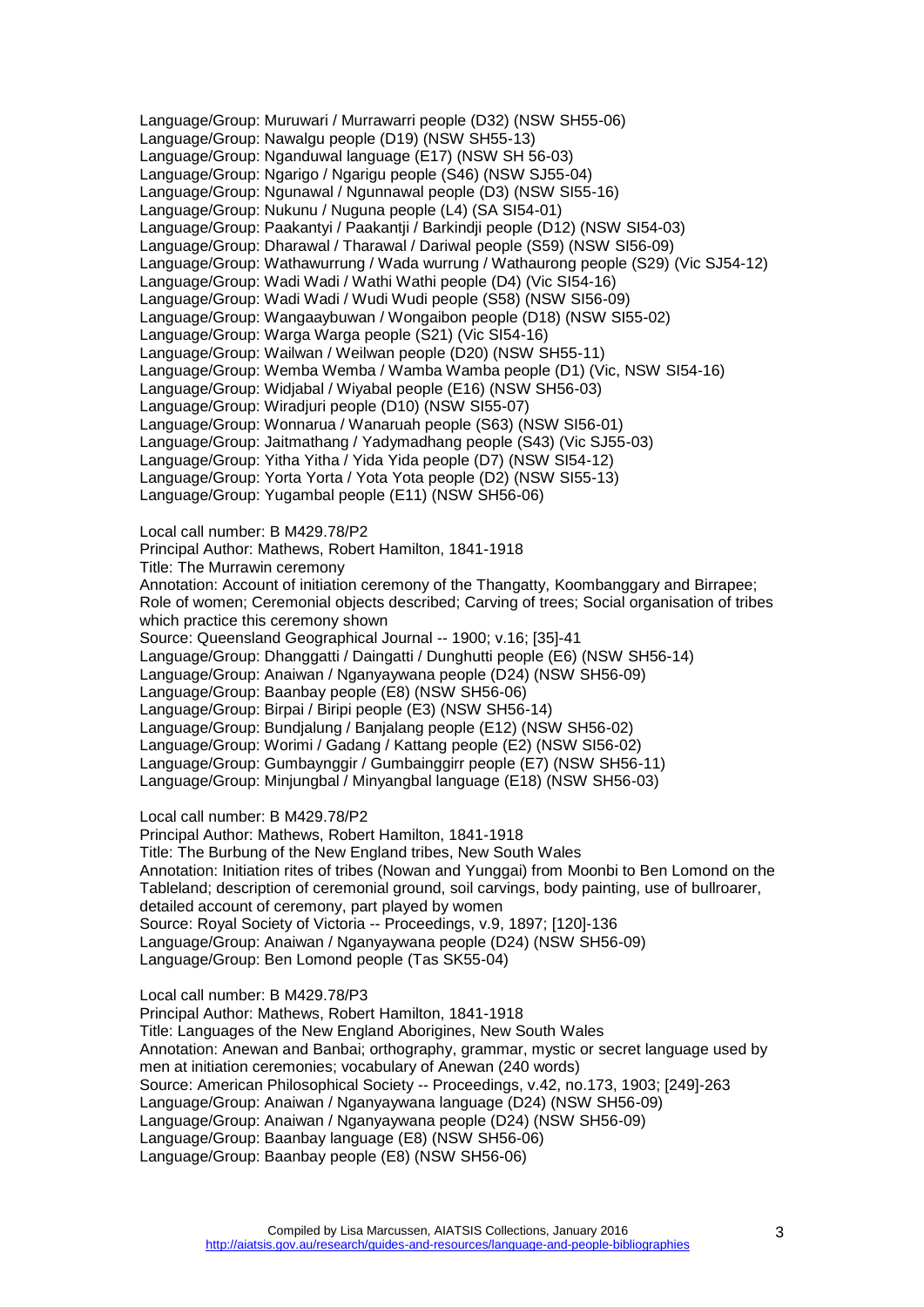Language/Group: Muruwari / Murrawarri people (D32) (NSW SH55-06)
Language/Group: Nawalgu people (D19) (NSW SH55-13)
Language/Group: Nganduwal language (E17) (NSW SH 56-03)
Language/Group: Ngarigo / Ngarigu people (S46) (NSW SJ55-04)
Language/Group: Ngunawal / Ngunnawal people (D3) (NSW SI55-16)
Language/Group: Nukunu / Nuguna people (L4) (SA SI54-01)
Language/Group: Paakantyi / Paakantji / Barkindji people (D12) (NSW SI54-03)
Language/Group: Dharawal / Tharawal / Dariwal people (S59) (NSW SI56-09)
Language/Group: Wathawurrung / Wada wurrung / Wathaurong people (S29) (Vic SJ54-12)
Language/Group: Wadi Wadi / Wathi Wathi people (D4) (Vic SI54-16)
Language/Group: Wadi Wadi / Wudi Wudi people (S58) (NSW SI56-09)
Language/Group: Wangaaybuwan / Wongaibon people (D18) (NSW SI55-02)
Language/Group: Warga Warga people (S21) (Vic SI54-16)
Language/Group: Wailwan / Weilwan people (D20) (NSW SH55-11)
Language/Group: Wemba Wemba / Wamba Wamba people (D1) (Vic, NSW SI54-16)
Language/Group: Widjabal / Wiyabal people (E16) (NSW SH56-03)
Language/Group: Wiradjuri people (D10) (NSW SI55-07)
Language/Group: Wonnarua / Wanaruah people (S63) (NSW SI56-01)
Language/Group: Jaitmathang / Yadymadhang people (S43) (Vic SJ55-03)
Language/Group: Yitha Yitha / Yida Yida people (D7) (NSW SI54-12)
Language/Group: Yorta Yorta / Yota Yota people (D2) (NSW SI55-13)
Language/Group: Yugambal people (E11) (NSW SH56-06)

Local call number: B M429.78/P2
Principal Author: Mathews, Robert Hamilton, 1841-1918
Title: The Murrawin ceremony
Annotation: Account of initiation ceremony of the Thangatty, Koombanggary and Birrapee; Role of women; Ceremonial objects described; Carving of trees; Social organisation of tribes which practice this ceremony shown
Source: Queensland Geographical Journal -- 1900; v.16; [35]-41
Language/Group: Dhanggatti / Daingatti / Dunghutti people (E6) (NSW SH56-14)
Language/Group: Anaiwan / Nganyaywana people (D24) (NSW SH56-09)
Language/Group: Baanbay people (E8) (NSW SH56-06)
Language/Group: Birpai / Biripi people (E3) (NSW SH56-14)
Language/Group: Bundjalung / Banjalang people (E12) (NSW SH56-02)
Language/Group: Worimi / Gadang / Kattang people (E2) (NSW SI56-02)
Language/Group: Gumbaynggir / Gumbainggirr people (E7) (NSW SH56-11)
Language/Group: Minjungbal / Minyangbal language (E18) (NSW SH56-03)

Local call number: B M429.78/P2
Principal Author: Mathews, Robert Hamilton, 1841-1918
Title: The Burbung of the New England tribes, New South Wales
Annotation: Initiation rites of tribes (Nowan and Yunggai) from Moonbi to Ben Lomond on the Tableland; description of ceremonial ground, soil carvings, body painting, use of bullroarer, detailed account of ceremony, part played by women
Source: Royal Society of Victoria -- Proceedings, v.9, 1897; [120]-136
Language/Group: Anaiwan / Nganyaywana people (D24) (NSW SH56-09)
Language/Group: Ben Lomond people (Tas SK55-04)

Local call number: B M429.78/P3
Principal Author: Mathews, Robert Hamilton, 1841-1918
Title: Languages of the New England Aborigines, New South Wales
Annotation: Anewan and Banbai; orthography, grammar, mystic or secret language used by men at initiation ceremonies; vocabulary of Anewan (240 words)
Source: American Philosophical Society -- Proceedings, v.42, no.173, 1903; [249]-263
Language/Group: Anaiwan / Nganyaywana language (D24) (NSW SH56-09)
Language/Group: Anaiwan / Nganyaywana people (D24) (NSW SH56-09)
Language/Group: Baanbay language (E8) (NSW SH56-06)
Language/Group: Baanbay people (E8) (NSW SH56-06)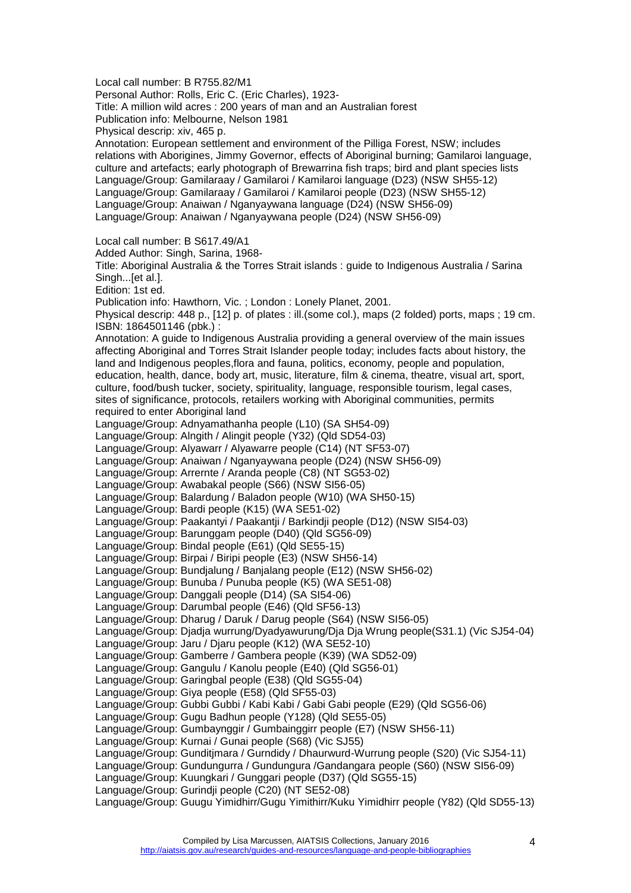Local call number: B R755.82/M1
Personal Author: Rolls, Eric C. (Eric Charles), 1923-
Title: A million wild acres : 200 years of man and an Australian forest
Publication info: Melbourne, Nelson 1981
Physical descrip: xiv, 465 p.
Annotation: European settlement and environment of the Pilliga Forest, NSW; includes relations with Aborigines, Jimmy Governor, effects of Aboriginal burning; Gamilaroi language, culture and artefacts; early photograph of Brewarrina fish traps; bird and plant species lists
Language/Group: Gamilaraay / Gamilaroi / Kamilaroi language (D23) (NSW SH55-12)
Language/Group: Gamilaraay / Gamilaroi / Kamilaroi people (D23) (NSW SH55-12)
Language/Group: Anaiwan / Nganyaywana language (D24) (NSW SH56-09)
Language/Group: Anaiwan / Nganyaywana people (D24) (NSW SH56-09)

Local call number: B S617.49/A1
Added Author: Singh, Sarina, 1968-
Title: Aboriginal Australia & the Torres Strait islands : guide to Indigenous Australia / Sarina Singh...[et al.].
Edition: 1st ed.
Publication info: Hawthorn, Vic. ; London : Lonely Planet, 2001.
Physical descrip: 448 p., [12] p. of plates : ill.(some col.), maps (2 folded) ports, maps ; 19 cm.
ISBN: 1864501146 (pbk.) :
Annotation: A guide to Indigenous Australia providing a general overview of the main issues affecting Aboriginal and Torres Strait Islander people today; includes facts about history, the land and Indigenous peoples,flora and fauna, politics, economy, people and population, education, health, dance, body art, music, literature, film & cinema, theatre, visual art, sport, culture, food/bush tucker, society, spirituality, language, responsible tourism, legal cases, sites of significance, protocols, retailers working with Aboriginal communities, permits required to enter Aboriginal land
Language/Group: Adnyamathanha people (L10) (SA SH54-09)
Language/Group: Alngith / Alingit people (Y32) (Qld SD54-03)
Language/Group: Alyawarr / Alyawarre people (C14) (NT SF53-07)
Language/Group: Anaiwan / Nganyaywana people (D24) (NSW SH56-09)
Language/Group: Arrernte / Aranda people (C8) (NT SG53-02)
Language/Group: Awabakal people (S66) (NSW SI56-05)
Language/Group: Balardung / Baladon people (W10) (WA SH50-15)
Language/Group: Bardi people (K15) (WA SE51-02)
Language/Group: Paakantyi / Paakantji / Barkindji people (D12) (NSW SI54-03)
Language/Group: Barunggam people (D40) (Qld SG56-09)
Language/Group: Bindal people (E61) (Qld SE55-15)
Language/Group: Birpai / Biripi people (E3) (NSW SH56-14)
Language/Group: Bundjalung / Banjalang people (E12) (NSW SH56-02)
Language/Group: Bunuba / Punuba people (K5) (WA SE51-08)
Language/Group: Danggali people (D14) (SA SI54-06)
Language/Group: Darumbal people (E46) (Qld SF56-13)
Language/Group: Dharug / Daruk / Darug people (S64) (NSW SI56-05)
Language/Group: Djadja wurrung/Dyadyawurung/Dja Dja Wrung people(S31.1) (Vic SJ54-04)
Language/Group: Jaru / Djaru people (K12) (WA SE52-10)
Language/Group: Gamberre / Gambera people (K39) (WA SD52-09)
Language/Group: Gangulu / Kanolu people (E40) (Qld SG56-01)
Language/Group: Garingbal people (E38) (Qld SG55-04)
Language/Group: Giya people (E58) (Qld SF55-03)
Language/Group: Gubbi Gubbi / Kabi Kabi / Gabi Gabi people (E29) (Qld SG56-06)
Language/Group: Gugu Badhun people (Y128) (Qld SE55-05)
Language/Group: Gumbaynggir / Gumbainggirr people (E7) (NSW SH56-11)
Language/Group: Kurnai / Gunai people (S68) (Vic SJ55)
Language/Group: Gunditjmara / Gurndidy / Dhaurwurd-Wurrung people (S20) (Vic SJ54-11)
Language/Group: Gundungurra / Gundungura /Gandangara people (S60) (NSW SI56-09)
Language/Group: Kuungkari / Gunggari people (D37) (Qld SG55-15)
Language/Group: Gurindji people (C20) (NT SE52-08)
Language/Group: Guugu Yimidhirr/Gugu Yimithirr/Kuku Yimidhirr people (Y82) (Qld SD55-13)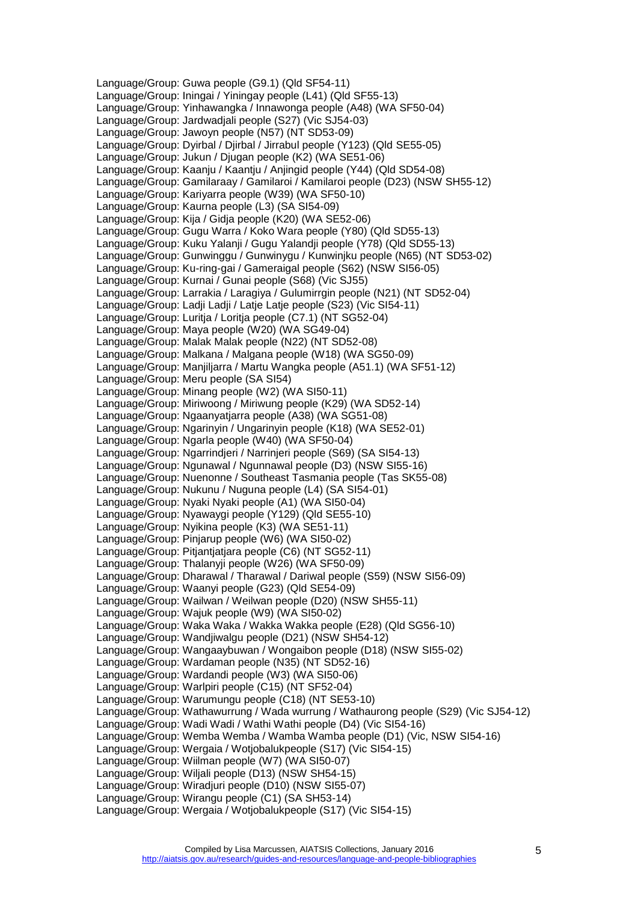Language/Group: Guwa people (G9.1) (Qld SF54-11)
Language/Group: Iningai / Yiningay people (L41) (Qld SF55-13)
Language/Group: Yinhawangka / Innawonga people (A48) (WA SF50-04)
Language/Group: Jardwadjali people (S27) (Vic SJ54-03)
Language/Group: Jawoyn people (N57) (NT SD53-09)
Language/Group: Dyirbal / Djirbal / Jirrabul people (Y123) (Qld SE55-05)
Language/Group: Jukun / Djugan people (K2) (WA SE51-06)
Language/Group: Kaanju / Kaantju / Anjingid people (Y44) (Qld SD54-08)
Language/Group: Gamilaraay / Gamilaroi / Kamilaroi people (D23) (NSW SH55-12)
Language/Group: Kariyarra people (W39) (WA SF50-10)
Language/Group: Kaurna people (L3) (SA SI54-09)
Language/Group: Kija / Gidja people (K20) (WA SE52-06)
Language/Group: Gugu Warra / Koko Wara people (Y80) (Qld SD55-13)
Language/Group: Kuku Yalanji / Gugu Yalandji people (Y78) (Qld SD55-13)
Language/Group: Gunwinggu / Gunwinygu / Kunwinjku people (N65) (NT SD53-02)
Language/Group: Ku-ring-gai / Gameraigal people (S62) (NSW SI56-05)
Language/Group: Kurnai / Gunai people (S68) (Vic SJ55)
Language/Group: Larrakia / Laragiya / Gulumirrgin people (N21) (NT SD52-04)
Language/Group: Ladji Ladji / Latje Latje people (S23) (Vic SI54-11)
Language/Group: Luritja / Loritja people (C7.1) (NT SG52-04)
Language/Group: Maya people (W20) (WA SG49-04)
Language/Group: Malak Malak people (N22) (NT SD52-08)
Language/Group: Malkana / Malgana people (W18) (WA SG50-09)
Language/Group: Manjiljarra / Martu Wangka people (A51.1) (WA SF51-12)
Language/Group: Meru people (SA SI54)
Language/Group: Minang people (W2) (WA SI50-11)
Language/Group: Miriwoong / Miriwung people (K29) (WA SD52-14)
Language/Group: Ngaanyatjarra people (A38) (WA SG51-08)
Language/Group: Ngarinyin / Ungarinyin people (K18) (WA SE52-01)
Language/Group: Ngarla people (W40) (WA SF50-04)
Language/Group: Ngarrindjeri / Narrinjeri people (S69) (SA SI54-13)
Language/Group: Ngunawal / Ngunnawal people (D3) (NSW SI55-16)
Language/Group: Nuenonne / Southeast Tasmania people (Tas SK55-08)
Language/Group: Nukunu / Nuguna people (L4) (SA SI54-01)
Language/Group: Nyaki Nyaki people (A1) (WA SI50-04)
Language/Group: Nyawaygi people (Y129) (Qld SE55-10)
Language/Group: Nyikina people (K3) (WA SE51-11)
Language/Group: Pinjarup people (W6) (WA SI50-02)
Language/Group: Pitjantjatjara people (C6) (NT SG52-11)
Language/Group: Thalanyji people (W26) (WA SF50-09)
Language/Group: Dharawal / Tharawal / Dariwal people (S59) (NSW SI56-09)
Language/Group: Waanyi people (G23) (Qld SE54-09)
Language/Group: Wailwan / Weilwan people (D20) (NSW SH55-11)
Language/Group: Wajuk people (W9) (WA SI50-02)
Language/Group: Waka Waka / Wakka Wakka people (E28) (Qld SG56-10)
Language/Group: Wandjiwalgu people (D21) (NSW SH54-12)
Language/Group: Wangaaybuwan / Wongaibon people (D18) (NSW SI55-02)
Language/Group: Wardaman people (N35) (NT SD52-16)
Language/Group: Wardandi people (W3) (WA SI50-06)
Language/Group: Warlpiri people (C15) (NT SF52-04)
Language/Group: Warumungu people (C18) (NT SE53-10)
Language/Group: Wathawurrung / Wada wurrung / Wathaurong people (S29) (Vic SJ54-12)
Language/Group: Wadi Wadi / Wathi Wathi people (D4) (Vic SI54-16)
Language/Group: Wemba Wemba / Wamba Wamba people (D1) (Vic, NSW SI54-16)
Language/Group: Wergaia / Wotjobalukpeople (S17) (Vic SI54-15)
Language/Group: Wiilman people (W7) (WA SI50-07)
Language/Group: Wiljali people (D13) (NSW SH54-15)
Language/Group: Wiradjuri people (D10) (NSW SI55-07)
Language/Group: Wirangu people (C1) (SA SH53-14)
Language/Group: Wergaia / Wotjobalukpeople (S17) (Vic SI54-15)

Compiled by Lisa Marcussen, AIATSIS Collections, January 2016
http://aiatsis.gov.au/research/guides-and-resources/language-and-people-bibliographies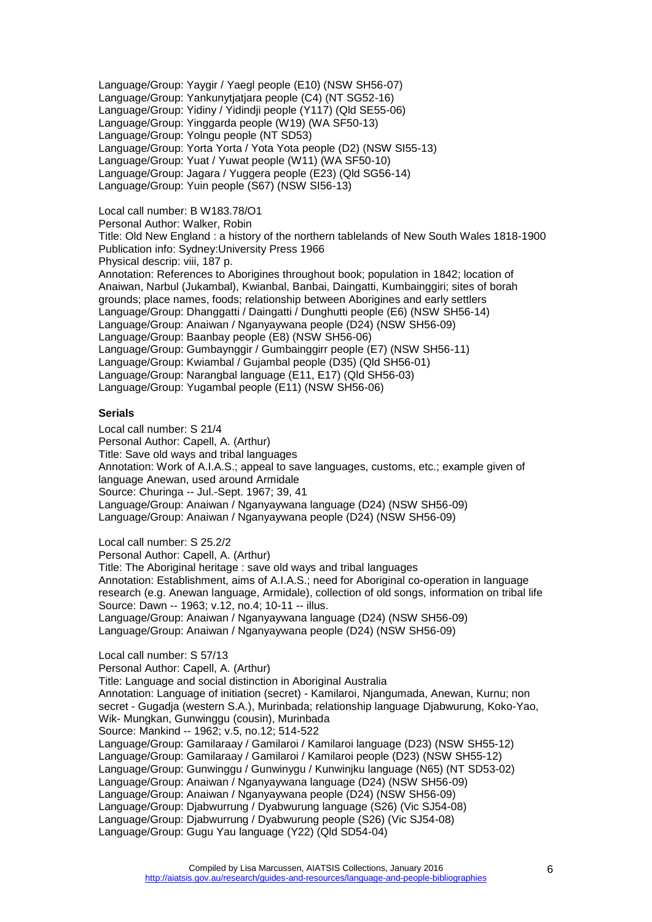Language/Group: Yaygir / Yaegl people (E10) (NSW SH56-07)
Language/Group: Yankunytjatjara people (C4) (NT SG52-16)
Language/Group: Yidiny / Yidindji people (Y117) (Qld SE55-06)
Language/Group: Yinggarda people (W19) (WA SF50-13)
Language/Group: Yolngu people (NT SD53)
Language/Group: Yorta Yorta / Yota Yota people (D2) (NSW SI55-13)
Language/Group: Yuat / Yuwat people (W11) (WA SF50-10)
Language/Group: Jagara / Yuggera people (E23) (Qld SG56-14)
Language/Group: Yuin people (S67) (NSW SI56-13)

Local call number: B W183.78/O1
Personal Author: Walker, Robin
Title: Old New England : a history of the northern tablelands of New South Wales 1818-1900
Publication info: Sydney:University Press 1966
Physical descrip: viii, 187 p.
Annotation: References to Aborigines throughout book; population in 1842; location of Anaiwan, Narbul (Jukambal), Kwianbal, Banbai, Daingatti, Kumbainggiri; sites of borah grounds; place names, foods; relationship between Aborigines and early settlers
Language/Group: Dhanggatti / Daingatti / Dunghutti people (E6) (NSW SH56-14)
Language/Group: Anaiwan / Nganyaywana people (D24) (NSW SH56-09)
Language/Group: Baanbay people (E8) (NSW SH56-06)
Language/Group: Gumbaynggir / Gumbainggirr people (E7) (NSW SH56-11)
Language/Group: Kwiambal / Gujambal people (D35) (Qld SH56-01)
Language/Group: Narangbal language (E11, E17) (Qld SH56-03)
Language/Group: Yugambal people (E11) (NSW SH56-06)

**Serials**

Local call number: S 21/4
Personal Author: Capell, A. (Arthur)
Title: Save old ways and tribal languages
Annotation: Work of A.I.A.S.; appeal to save languages, customs, etc.; example given of language Anewan, used around Armidale
Source: Churinga -- Jul.-Sept. 1967; 39, 41
Language/Group: Anaiwan / Nganyaywana language (D24) (NSW SH56-09)
Language/Group: Anaiwan / Nganyaywana people (D24) (NSW SH56-09)

Local call number: S 25.2/2
Personal Author: Capell, A. (Arthur)
Title: The Aboriginal heritage : save old ways and tribal languages
Annotation: Establishment, aims of A.I.A.S.; need for Aboriginal co-operation in language research (e.g. Anewan language, Armidale), collection of old songs, information on tribal life
Source: Dawn -- 1963; v.12, no.4; 10-11 -- illus.
Language/Group: Anaiwan / Nganyaywana language (D24) (NSW SH56-09)
Language/Group: Anaiwan / Nganyaywana people (D24) (NSW SH56-09)

Local call number: S 57/13
Personal Author: Capell, A. (Arthur)
Title: Language and social distinction in Aboriginal Australia
Annotation: Language of initiation (secret) - Kamilaroi, Njangumada, Anewan, Kurnu; non secret - Gugadja (western S.A.), Murinbada; relationship language Djabwurung, Koko-Yao, Wik- Mungkan, Gunwinggu (cousin), Murinbada
Source: Mankind -- 1962; v.5, no.12; 514-522
Language/Group: Gamilaraay / Gamilaroi / Kamilaroi language (D23) (NSW SH55-12)
Language/Group: Gamilaraay / Gamilaroi / Kamilaroi people (D23) (NSW SH55-12)
Language/Group: Gunwinggu / Gunwinygu / Kunwinjku language (N65) (NT SD53-02)
Language/Group: Anaiwan / Nganyaywana language (D24) (NSW SH56-09)
Language/Group: Anaiwan / Nganyaywana people (D24) (NSW SH56-09)
Language/Group: Djabwurrung / Dyabwurung language (S26) (Vic SJ54-08)
Language/Group: Djabwurrung / Dyabwurung people (S26) (Vic SJ54-08)
Language/Group: Gugu Yau language (Y22) (Qld SD54-04)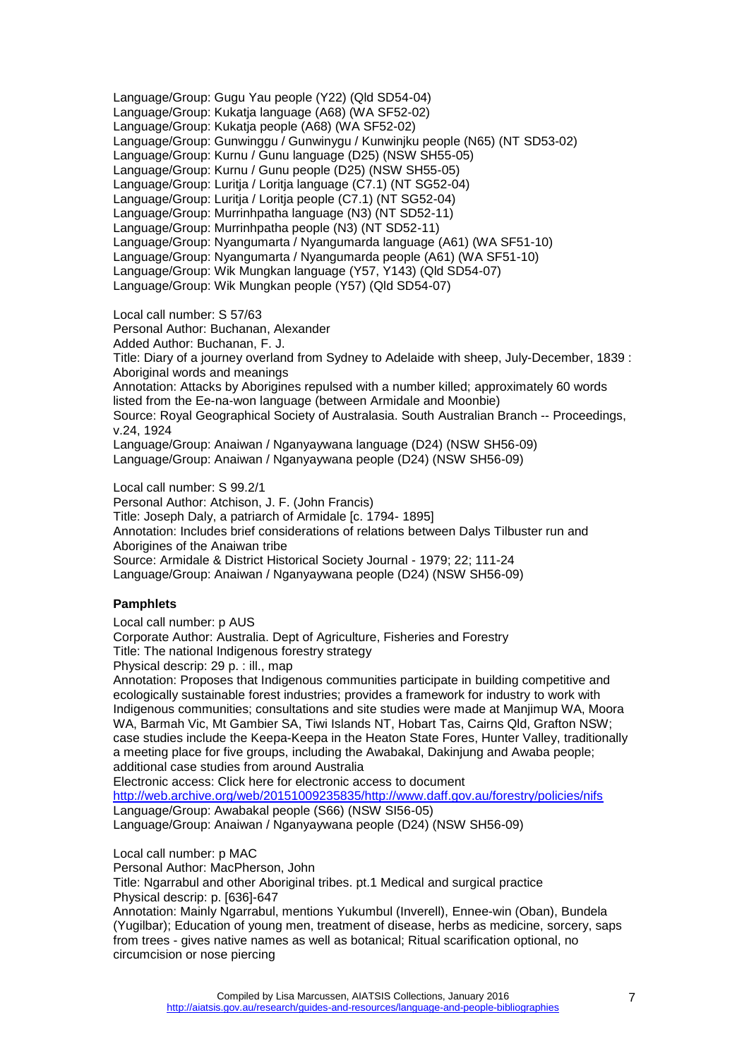Language/Group: Gugu Yau people (Y22) (Qld SD54-04)
Language/Group: Kukatja language (A68) (WA SF52-02)
Language/Group: Kukatja people (A68) (WA SF52-02)
Language/Group: Gunwinggu / Gunwinygu / Kunwinjku people (N65) (NT SD53-02)
Language/Group: Kurnu / Gunu language (D25) (NSW SH55-05)
Language/Group: Kurnu / Gunu people (D25) (NSW SH55-05)
Language/Group: Luritja / Loritja language (C7.1) (NT SG52-04)
Language/Group: Luritja / Loritja people (C7.1) (NT SG52-04)
Language/Group: Murrinhpatha language (N3) (NT SD52-11)
Language/Group: Murrinhpatha people (N3) (NT SD52-11)
Language/Group: Nyangumarta / Nyangumarda language (A61) (WA SF51-10)
Language/Group: Nyangumarta / Nyangumarda people (A61) (WA SF51-10)
Language/Group: Wik Mungkan language (Y57, Y143) (Qld SD54-07)
Language/Group: Wik Mungkan people (Y57) (Qld SD54-07)

Local call number: S 57/63
Personal Author: Buchanan, Alexander
Added Author: Buchanan, F. J.
Title: Diary of a journey overland from Sydney to Adelaide with sheep, July-December, 1839 : Aboriginal words and meanings
Annotation: Attacks by Aborigines repulsed with a number killed; approximately 60 words listed from the Ee-na-won language (between Armidale and Moonbie)
Source: Royal Geographical Society of Australasia. South Australian Branch -- Proceedings, v.24, 1924
Language/Group: Anaiwan / Nganyaywana language (D24) (NSW SH56-09)
Language/Group: Anaiwan / Nganyaywana people (D24) (NSW SH56-09)

Local call number: S 99.2/1
Personal Author: Atchison, J. F. (John Francis)
Title: Joseph Daly, a patriarch of Armidale [c. 1794- 1895]
Annotation: Includes brief considerations of relations between Dalys Tilbuster run and Aborigines of the Anaiwan tribe
Source: Armidale & District Historical Society Journal - 1979; 22; 111-24
Language/Group: Anaiwan / Nganyaywana people (D24) (NSW SH56-09)

**Pamphlets**

Local call number: p AUS
Corporate Author: Australia. Dept of Agriculture, Fisheries and Forestry
Title: The national Indigenous forestry strategy
Physical descrip: 29 p. : ill., map
Annotation: Proposes that Indigenous communities participate in building competitive and ecologically sustainable forest industries; provides a framework for industry to work with Indigenous communities; consultations and site studies were made at Manjimup WA, Moora WA, Barmah Vic, Mt Gambier SA, Tiwi Islands NT, Hobart Tas, Cairns Qld, Grafton NSW; case studies include the Keepa-Keepa in the Heaton State Fores, Hunter Valley, traditionally a meeting place for five groups, including the Awabakal, Dakinjung and Awaba people; additional case studies from around Australia
Electronic access: Click here for electronic access to document
http://web.archive.org/web/20151009235835/http://www.daff.gov.au/forestry/policies/nifs
Language/Group: Awabakal people (S66) (NSW SI56-05)
Language/Group: Anaiwan / Nganyaywana people (D24) (NSW SH56-09)

Local call number: p MAC
Personal Author: MacPherson, John
Title: Ngarrabul and other Aboriginal tribes. pt.1 Medical and surgical practice
Physical descrip: p. [636]-647
Annotation: Mainly Ngarrabul, mentions Yukumbul (Inverell), Ennee-win (Oban), Bundela (Yugilbar); Education of young men, treatment of disease, herbs as medicine, sorcery, saps from trees - gives native names as well as botanical; Ritual scarification optional, no circumcision or nose piercing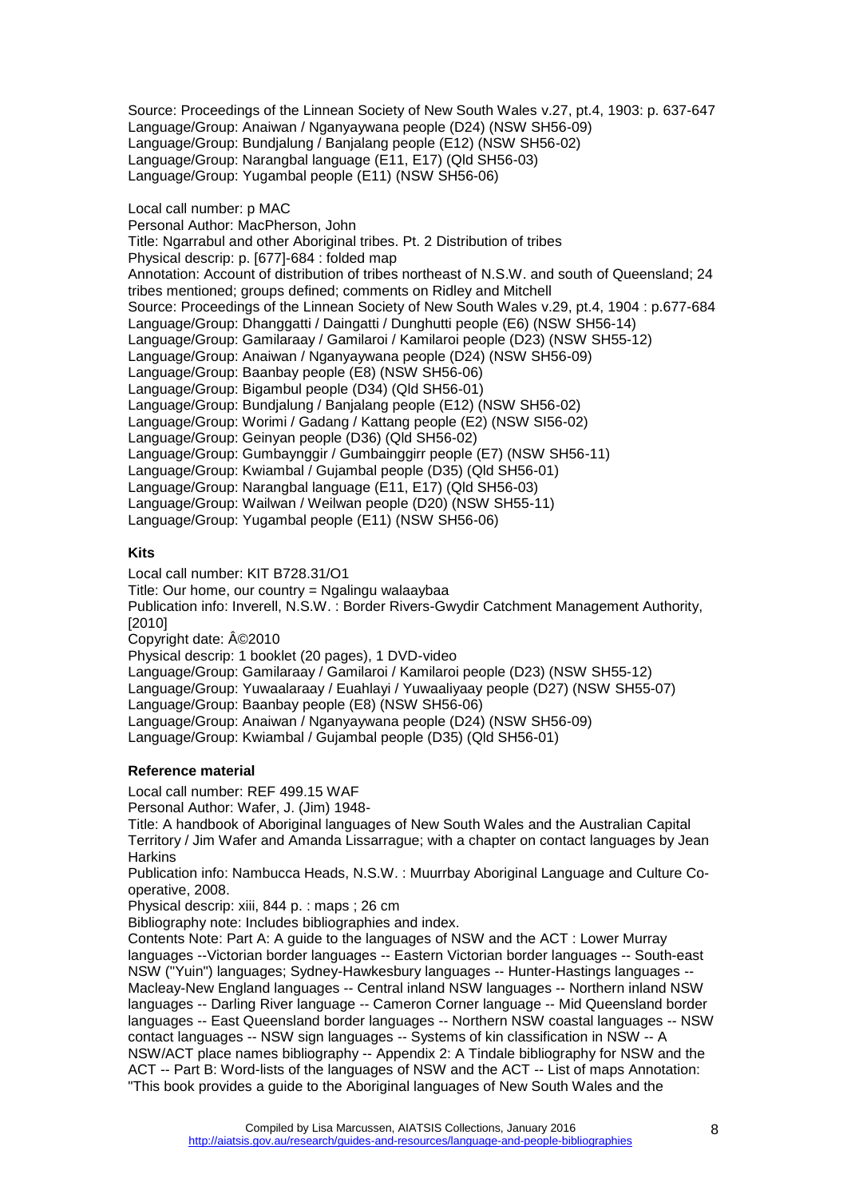Source: Proceedings of the Linnean Society of New South Wales v.27, pt.4, 1903: p. 637-647
Language/Group: Anaiwan / Nganyaywana people (D24) (NSW SH56-09)
Language/Group: Bundjalung / Banjalang people (E12) (NSW SH56-02)
Language/Group: Narangbal language (E11, E17) (Qld SH56-03)
Language/Group: Yugambal people (E11) (NSW SH56-06)

Local call number: p MAC
Personal Author: MacPherson, John
Title: Ngarrabul and other Aboriginal tribes. Pt. 2 Distribution of tribes
Physical descrip: p. [677]-684 : folded map
Annotation: Account of distribution of tribes northeast of N.S.W. and south of Queensland; 24 tribes mentioned; groups defined; comments on Ridley and Mitchell
Source: Proceedings of the Linnean Society of New South Wales v.29, pt.4, 1904 : p.677-684
Language/Group: Dhanggatti / Daingatti / Dunghutti people (E6) (NSW SH56-14)
Language/Group: Gamilaraay / Gamilaroi / Kamilaroi people (D23) (NSW SH55-12)
Language/Group: Anaiwan / Nganyaywana people (D24) (NSW SH56-09)
Language/Group: Baanbay people (E8) (NSW SH56-06)
Language/Group: Bigambul people (D34) (Qld SH56-01)
Language/Group: Bundjalung / Banjalang people (E12) (NSW SH56-02)
Language/Group: Worimi / Gadang / Kattang people (E2) (NSW SI56-02)
Language/Group: Geinyan people (D36) (Qld SH56-02)
Language/Group: Gumbaynggir / Gumbainggirr people (E7) (NSW SH56-11)
Language/Group: Kwiambal / Gujambal people (D35) (Qld SH56-01)
Language/Group: Narangbal language (E11, E17) (Qld SH56-03)
Language/Group: Wailwan / Weilwan people (D20) (NSW SH55-11)
Language/Group: Yugambal people (E11) (NSW SH56-06)

### Kits

Local call number: KIT B728.31/O1
Title: Our home, our country = Ngalingu walaaybaa
Publication info: Inverell, N.S.W. : Border Rivers-Gwydir Catchment Management Authority, [2010]
Copyright date: Â©2010
Physical descrip: 1 booklet (20 pages), 1 DVD-video
Language/Group: Gamilaraay / Gamilaroi / Kamilaroi people (D23) (NSW SH55-12)
Language/Group: Yuwaalaraay / Euahlayi / Yuwaaliyaay people (D27) (NSW SH55-07)
Language/Group: Baanbay people (E8) (NSW SH56-06)
Language/Group: Anaiwan / Nganyaywana people (D24) (NSW SH56-09)
Language/Group: Kwiambal / Gujambal people (D35) (Qld SH56-01)

### Reference material

Local call number: REF 499.15 WAF
Personal Author: Wafer, J. (Jim) 1948-
Title: A handbook of Aboriginal languages of New South Wales and the Australian Capital Territory / Jim Wafer and Amanda Lissarrague; with a chapter on contact languages by Jean Harkins
Publication info: Nambucca Heads, N.S.W. : Muurrbay Aboriginal Language and Culture Co-operative, 2008.
Physical descrip: xiii, 844 p. : maps ; 26 cm
Bibliography note: Includes bibliographies and index.
Contents Note: Part A: A guide to the languages of NSW and the ACT : Lower Murray languages --Victorian border languages -- Eastern Victorian border languages -- South-east NSW ("Yuin") languages; Sydney-Hawkesbury languages -- Hunter-Hastings languages -- Macleay-New England languages -- Central inland NSW languages -- Northern inland NSW languages -- Darling River language -- Cameron Corner language -- Mid Queensland border languages -- East Queensland border languages -- Northern NSW coastal languages -- NSW contact languages -- NSW sign languages -- Systems of kin classification in NSW -- A NSW/ACT place names bibliography -- Appendix 2: A Tindale bibliography for NSW and the ACT -- Part B: Word-lists of the languages of NSW and the ACT -- List of maps Annotation: "This book provides a guide to the Aboriginal languages of New South Wales and the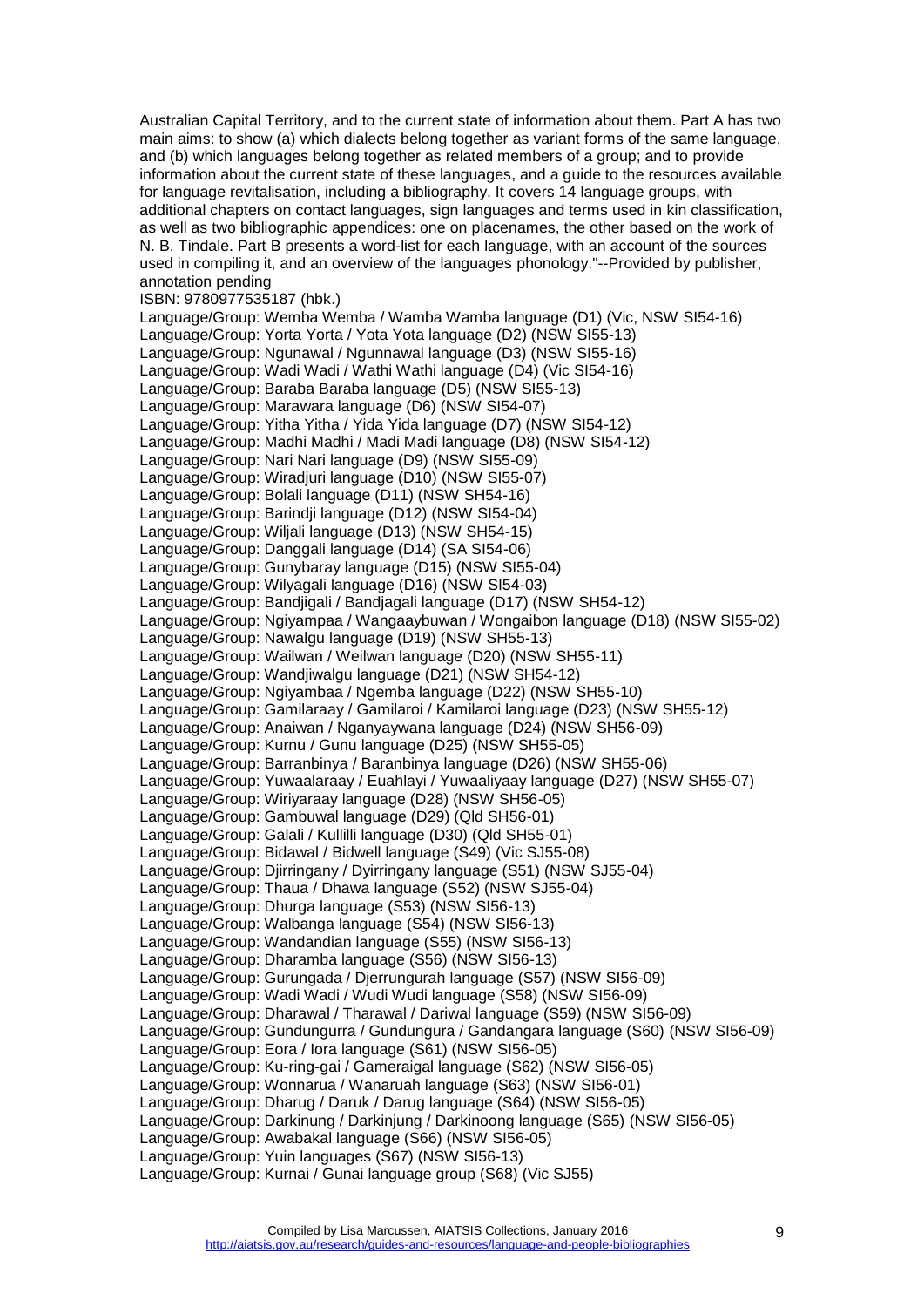Australian Capital Territory, and to the current state of information about them. Part A has two main aims: to show (a) which dialects belong together as variant forms of the same language, and (b) which languages belong together as related members of a group; and to provide information about the current state of these languages, and a guide to the resources available for language revitalisation, including a bibliography. It covers 14 language groups, with additional chapters on contact languages, sign languages and terms used in kin classification, as well as two bibliographic appendices: one on placenames, the other based on the work of N. B. Tindale. Part B presents a word-list for each language, with an account of the sources used in compiling it, and an overview of the languages phonology."--Provided by publisher, annotation pending

ISBN: 9780977535187 (hbk.)

Language/Group: Wemba Wemba / Wamba Wamba language (D1) (Vic, NSW SI54-16)
Language/Group: Yorta Yorta / Yota Yota language (D2) (NSW SI55-13)
Language/Group: Ngunawal / Ngunnawal language (D3) (NSW SI55-16)
Language/Group: Wadi Wadi / Wathi Wathi language (D4) (Vic SI54-16)
Language/Group: Baraba Baraba language (D5) (NSW SI55-13)
Language/Group: Marawara language (D6) (NSW SI54-07)
Language/Group: Yitha Yitha / Yida Yida language (D7) (NSW SI54-12)
Language/Group: Madhi Madhi / Madi Madi language (D8) (NSW SI54-12)
Language/Group: Nari Nari language (D9) (NSW SI55-09)
Language/Group: Wiradjuri language (D10) (NSW SI55-07)
Language/Group: Bolali language (D11) (NSW SH54-16)
Language/Group: Barindji language (D12) (NSW SI54-04)
Language/Group: Wiljali language (D13) (NSW SH54-15)
Language/Group: Danggali language (D14) (SA SI54-06)
Language/Group: Gunybaray language (D15) (NSW SI55-04)
Language/Group: Wilyagali language (D16) (NSW SI54-03)
Language/Group: Bandjigali / Bandjagali language (D17) (NSW SH54-12)
Language/Group: Ngiyampaa / Wangaaybuwan / Wongaibon language (D18) (NSW SI55-02)
Language/Group: Nawalgu language (D19) (NSW SH55-13)
Language/Group: Wailwan / Weilwan language (D20) (NSW SH55-11)
Language/Group: Wandjiwalgu language (D21) (NSW SH54-12)
Language/Group: Ngiyambaa / Ngemba language (D22) (NSW SH55-10)
Language/Group: Gamilaraay / Gamilaroi / Kamilaroi language (D23) (NSW SH55-12)
Language/Group: Anaiwan / Nganyaywana language (D24) (NSW SH56-09)
Language/Group: Kurnu / Gunu language (D25) (NSW SH55-05)
Language/Group: Barranbinya / Baranbinya language (D26) (NSW SH55-06)
Language/Group: Yuwaalaraay / Euahlayi / Yuwaaliyaay language (D27) (NSW SH55-07)
Language/Group: Wiriyaraay language (D28) (NSW SH56-05)
Language/Group: Gambuwal language (D29) (Qld SH56-01)
Language/Group: Galali / Kullilli language (D30) (Qld SH55-01)
Language/Group: Bidawal / Bidwell language (S49) (Vic SJ55-08)
Language/Group: Djirringany / Dyirringany language (S51) (NSW SJ55-04)
Language/Group: Thaua / Dhawa language (S52) (NSW SJ55-04)
Language/Group: Dhurga language (S53) (NSW SI56-13)
Language/Group: Walbanga language (S54) (NSW SI56-13)
Language/Group: Wandandian language (S55) (NSW SI56-13)
Language/Group: Dharamba language (S56) (NSW SI56-13)
Language/Group: Gurungada / Djerrungurah language (S57) (NSW SI56-09)
Language/Group: Wadi Wadi / Wudi Wudi language (S58) (NSW SI56-09)
Language/Group: Dharawal / Tharawal / Dariwal language (S59) (NSW SI56-09)
Language/Group: Gundungurra / Gundungura / Gandangara language (S60) (NSW SI56-09)
Language/Group: Eora / Iora language (S61) (NSW SI56-05)
Language/Group: Ku-ring-gai / Gameraigal language (S62) (NSW SI56-05)
Language/Group: Wonnarua / Wanaruah language (S63) (NSW SI56-01)
Language/Group: Dharug / Daruk / Darug language (S64) (NSW SI56-05)
Language/Group: Darkinung / Darkinjung / Darkinoong language (S65) (NSW SI56-05)
Language/Group: Awabakal language (S66) (NSW SI56-05)
Language/Group: Yuin languages (S67) (NSW SI56-13)
Language/Group: Kurnai / Gunai language group (S68) (Vic SJ55)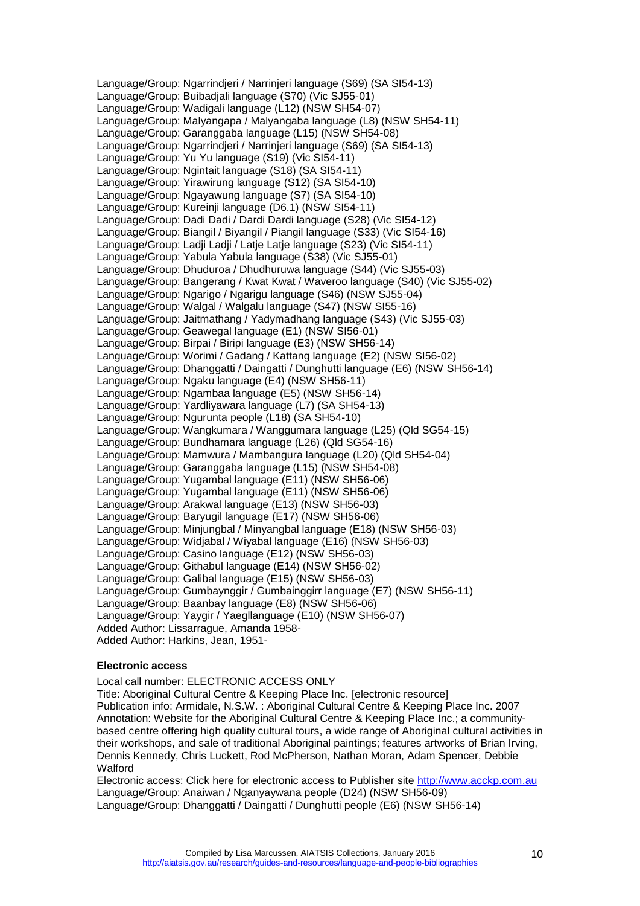Language/Group: Ngarrindjeri / Narrinjeri language (S69) (SA SI54-13)
Language/Group: Buibadjali language (S70) (Vic SJ55-01)
Language/Group: Wadigali language (L12) (NSW SH54-07)
Language/Group: Malyangapa / Malyangaba language (L8) (NSW SH54-11)
Language/Group: Garanggaba language (L15) (NSW SH54-08)
Language/Group: Ngarrindjeri / Narrinjeri language (S69) (SA SI54-13)
Language/Group: Yu Yu language (S19) (Vic SI54-11)
Language/Group: Ngintait language (S18) (SA SI54-11)
Language/Group: Yirawirung language (S12) (SA SI54-10)
Language/Group: Ngayawung language (S7) (SA SI54-10)
Language/Group: Kureinji language (D6.1) (NSW SI54-11)
Language/Group: Dadi Dadi / Dardi Dardi language (S28) (Vic SI54-12)
Language/Group: Biangil / Biyangil / Piangil language (S33) (Vic SI54-16)
Language/Group: Ladji Ladji / Latje Latje language (S23) (Vic SI54-11)
Language/Group: Yabula Yabula language (S38) (Vic SJ55-01)
Language/Group: Dhuduroa / Dhudhuruwa language (S44) (Vic SJ55-03)
Language/Group: Bangerang / Kwat Kwat / Waveroo language (S40) (Vic SJ55-02)
Language/Group: Ngarigo / Ngarigu language (S46) (NSW SJ55-04)
Language/Group: Walgal / Walgalu language (S47) (NSW SI55-16)
Language/Group: Jaitmathang / Yadymadhang language (S43) (Vic SJ55-03)
Language/Group: Geawegal language (E1) (NSW SI56-01)
Language/Group: Birpai / Biripi language (E3) (NSW SH56-14)
Language/Group: Worimi / Gadang / Kattang language (E2) (NSW SI56-02)
Language/Group: Dhanggatti / Daingatti / Dunghutti language (E6) (NSW SH56-14)
Language/Group: Ngaku language (E4) (NSW SH56-11)
Language/Group: Ngambaa language (E5) (NSW SH56-14)
Language/Group: Yardliyawara language (L7) (SA SH54-13)
Language/Group: Ngurunta people (L18) (SA SH54-10)
Language/Group: Wangkumara / Wanggumara language (L25) (Qld SG54-15)
Language/Group: Bundhamara language (L26) (Qld SG54-16)
Language/Group: Mamwura / Mambangura language (L20) (Qld SH54-04)
Language/Group: Garanggaba language (L15) (NSW SH54-08)
Language/Group: Yugambal language (E11) (NSW SH56-06)
Language/Group: Yugambal language (E11) (NSW SH56-06)
Language/Group: Arakwal language (E13) (NSW SH56-03)
Language/Group: Baryugil language (E17) (NSW SH56-06)
Language/Group: Minjungbal / Minyangbal language (E18) (NSW SH56-03)
Language/Group: Widjabal / Wiyabal language (E16) (NSW SH56-03)
Language/Group: Casino language (E12) (NSW SH56-03)
Language/Group: Githabul language (E14) (NSW SH56-02)
Language/Group: Galibal language (E15) (NSW SH56-03)
Language/Group: Gumbaynggir / Gumbainggirr language (E7) (NSW SH56-11)
Language/Group: Baanbay language (E8) (NSW SH56-06)
Language/Group: Yaygir / Yaegllanguage (E10) (NSW SH56-07)
Added Author: Lissarrague, Amanda 1958-
Added Author: Harkins, Jean, 1951-

**Electronic access**

Local call number: ELECTRONIC ACCESS ONLY
Title: Aboriginal Cultural Centre & Keeping Place Inc. [electronic resource]
Publication info: Armidale, N.S.W. : Aboriginal Cultural Centre & Keeping Place Inc. 2007
Annotation: Website for the Aboriginal Cultural Centre & Keeping Place Inc.; a community-based centre offering high quality cultural tours, a wide range of Aboriginal cultural activities in their workshops, and sale of traditional Aboriginal paintings; features artworks of Brian Irving, Dennis Kennedy, Chris Luckett, Rod McPherson, Nathan Moran, Adam Spencer, Debbie Walford
Electronic access: Click here for electronic access to Publisher site http://www.acckp.com.au
Language/Group: Anaiwan / Nganyaywana people (D24) (NSW SH56-09)
Language/Group: Dhanggatti / Daingatti / Dunghutti people (E6) (NSW SH56-14)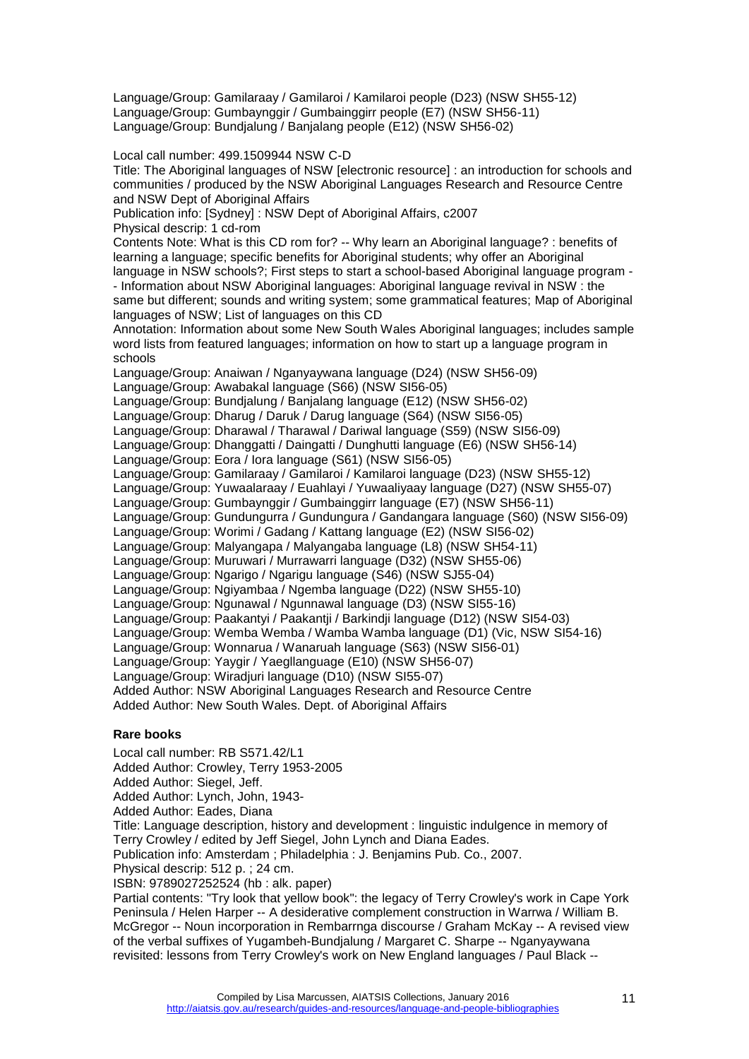Language/Group: Gamilaraay / Gamilaroi / Kamilaroi people (D23) (NSW SH55-12)
Language/Group: Gumbaynggir / Gumbainggirr people (E7) (NSW SH56-11)
Language/Group: Bundjalung / Banjalang people (E12) (NSW SH56-02)

Local call number: 499.1509944 NSW C-D
Title: The Aboriginal languages of NSW [electronic resource] : an introduction for schools and communities / produced by the NSW Aboriginal Languages Research and Resource Centre and NSW Dept of Aboriginal Affairs
Publication info: [Sydney] : NSW Dept of Aboriginal Affairs, c2007
Physical descrip: 1 cd-rom
Contents Note: What is this CD rom for? -- Why learn an Aboriginal language? : benefits of learning a language; specific benefits for Aboriginal students; why offer an Aboriginal language in NSW schools?; First steps to start a school-based Aboriginal language program -- Information about NSW Aboriginal languages: Aboriginal language revival in NSW : the same but different; sounds and writing system; some grammatical features; Map of Aboriginal languages of NSW; List of languages on this CD
Annotation: Information about some New South Wales Aboriginal languages; includes sample word lists from featured languages; information on how to start up a language program in schools
Language/Group: Anaiwan / Nganyaywana language (D24) (NSW SH56-09)
Language/Group: Awabakal language (S66) (NSW SI56-05)
Language/Group: Bundjalung / Banjalang language (E12) (NSW SH56-02)
Language/Group: Dharug / Daruk / Darug language (S64) (NSW SI56-05)
Language/Group: Dharawal / Tharawal / Dariwal language (S59) (NSW SI56-09)
Language/Group: Dhanggatti / Daingatti / Dunghutti language (E6) (NSW SH56-14)
Language/Group: Eora / Iora language (S61) (NSW SI56-05)
Language/Group: Gamilaraay / Gamilaroi / Kamilaroi language (D23) (NSW SH55-12)
Language/Group: Yuwaalaraay / Euahlayi / Yuwaaliyaay language (D27) (NSW SH55-07)
Language/Group: Gumbaynggir / Gumbainggirr language (E7) (NSW SH56-11)
Language/Group: Gundungurra / Gundungura / Gandangara language (S60) (NSW SI56-09)
Language/Group: Worimi / Gadang / Kattang language (E2) (NSW SI56-02)
Language/Group: Malyangapa / Malyangaba language (L8) (NSW SH54-11)
Language/Group: Muruwari / Murrawarri language (D32) (NSW SH55-06)
Language/Group: Ngarigo / Ngarigu language (S46) (NSW SJ55-04)
Language/Group: Ngiyambaa / Ngemba language (D22) (NSW SH55-10)
Language/Group: Ngunawal / Ngunnawal language (D3) (NSW SI55-16)
Language/Group: Paakantyi / Paakantji / Barkindji language (D12) (NSW SI54-03)
Language/Group: Wemba Wemba / Wamba Wamba language (D1) (Vic, NSW SI54-16)
Language/Group: Wonnarua / Wanaruah language (S63) (NSW SI56-01)
Language/Group: Yaygir / Yaegllanguage (E10) (NSW SH56-07)
Language/Group: Wiradjuri language (D10) (NSW SI55-07)
Added Author: NSW Aboriginal Languages Research and Resource Centre
Added Author: New South Wales. Dept. of Aboriginal Affairs

**Rare books**

Local call number: RB S571.42/L1
Added Author: Crowley, Terry 1953-2005
Added Author: Siegel, Jeff.
Added Author: Lynch, John, 1943-
Added Author: Eades, Diana
Title: Language description, history and development : linguistic indulgence in memory of Terry Crowley / edited by Jeff Siegel, John Lynch and Diana Eades.
Publication info: Amsterdam ; Philadelphia : J. Benjamins Pub. Co., 2007.
Physical descrip: 512 p. ; 24 cm.
ISBN: 9789027252524 (hb : alk. paper)
Partial contents: "Try look that yellow book": the legacy of Terry Crowley's work in Cape York Peninsula / Helen Harper -- A desiderative complement construction in Warrwa / William B. McGregor -- Noun incorporation in Rembarrnga discourse / Graham McKay -- A revised view of the verbal suffixes of Yugambeh-Bundjalung / Margaret C. Sharpe -- Nganyaywana revisited: lessons from Terry Crowley's work on New England languages / Paul Black --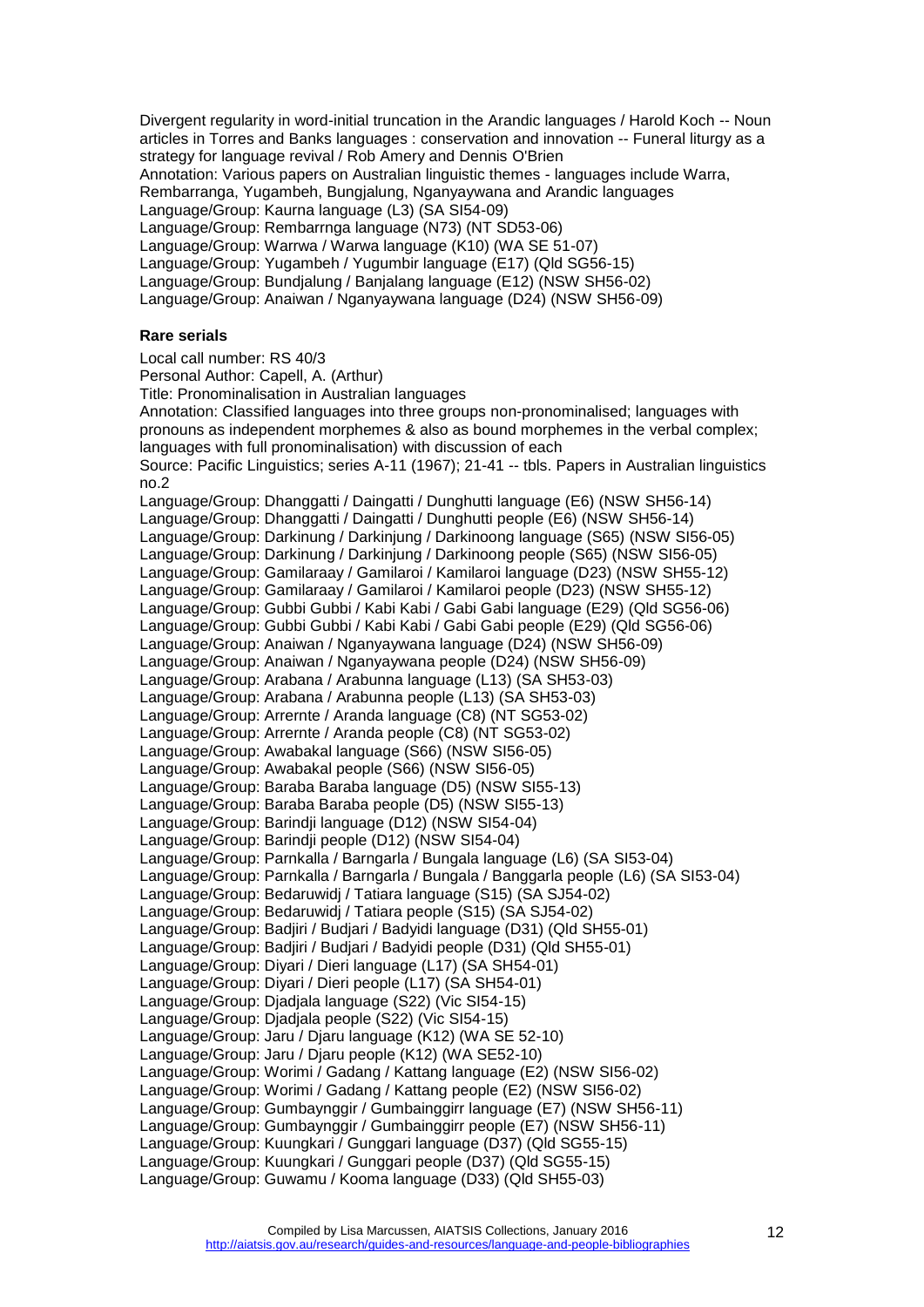Divergent regularity in word-initial truncation in the Arandic languages / Harold Koch -- Noun articles in Torres and Banks languages : conservation and innovation -- Funeral liturgy as a strategy for language revival / Rob Amery and Dennis O'Brien
Annotation: Various papers on Australian linguistic themes - languages include Warra, Rembarranga, Yugambeh, Bungjalung, Nganyaywana and Arandic languages
Language/Group: Kaurna language (L3) (SA SI54-09)
Language/Group: Rembarrnga language (N73) (NT SD53-06)
Language/Group: Warrwa / Warwa language (K10) (WA SE 51-07)
Language/Group: Yugambeh / Yugumbir language (E17) (Qld SG56-15)
Language/Group: Bundjalung / Banjalang language (E12) (NSW SH56-02)
Language/Group: Anaiwan / Nganyaywana language (D24) (NSW SH56-09)

**Rare serials**

Local call number: RS 40/3
Personal Author: Capell, A. (Arthur)
Title: Pronominalisation in Australian languages
Annotation: Classified languages into three groups non-pronominalised; languages with pronouns as independent morphemes & also as bound morphemes in the verbal complex; languages with full pronominalisation) with discussion of each
Source: Pacific Linguistics; series A-11 (1967); 21-41 -- tbls. Papers in Australian linguistics no.2
Language/Group: Dhanggatti / Daingatti / Dunghutti language (E6) (NSW SH56-14)
Language/Group: Dhanggatti / Daingatti / Dunghutti people (E6) (NSW SH56-14)
Language/Group: Darkinung / Darkinjung / Darkinoong language (S65) (NSW SI56-05)
Language/Group: Darkinung / Darkinjung / Darkinoong people (S65) (NSW SI56-05)
Language/Group: Gamilaraay / Gamilaroi / Kamilaroi language (D23) (NSW SH55-12)
Language/Group: Gamilaraay / Gamilaroi / Kamilaroi people (D23) (NSW SH55-12)
Language/Group: Gubbi Gubbi / Kabi Kabi / Gabi Gabi language (E29) (Qld SG56-06)
Language/Group: Gubbi Gubbi / Kabi Kabi / Gabi Gabi people (E29) (Qld SG56-06)
Language/Group: Anaiwan / Nganyaywana language (D24) (NSW SH56-09)
Language/Group: Anaiwan / Nganyaywana people (D24) (NSW SH56-09)
Language/Group: Arabana / Arabunna language (L13) (SA SH53-03)
Language/Group: Arabana / Arabunna people (L13) (SA SH53-03)
Language/Group: Arrernte / Aranda language (C8) (NT SG53-02)
Language/Group: Arrernte / Aranda people (C8) (NT SG53-02)
Language/Group: Awabakal language (S66) (NSW SI56-05)
Language/Group: Awabakal people (S66) (NSW SI56-05)
Language/Group: Baraba Baraba language (D5) (NSW SI55-13)
Language/Group: Baraba Baraba people (D5) (NSW SI55-13)
Language/Group: Barindji language (D12) (NSW SI54-04)
Language/Group: Barindji people (D12) (NSW SI54-04)
Language/Group: Parnkalla / Barngarla / Bungala language (L6) (SA SI53-04)
Language/Group: Parnkalla / Barngarla / Bungala / Banggarla people (L6) (SA SI53-04)
Language/Group: Bedaruwidj / Tatiara language (S15) (SA SJ54-02)
Language/Group: Bedaruwidj / Tatiara people (S15) (SA SJ54-02)
Language/Group: Badjiri / Budjari / Badyidi language (D31) (Qld SH55-01)
Language/Group: Badjiri / Budjari / Badyidi people (D31) (Qld SH55-01)
Language/Group: Diyari / Dieri language (L17) (SA SH54-01)
Language/Group: Diyari / Dieri people (L17) (SA SH54-01)
Language/Group: Djadjala language (S22) (Vic SI54-15)
Language/Group: Djadjala people (S22) (Vic SI54-15)
Language/Group: Jaru / Djaru language (K12) (WA SE 52-10)
Language/Group: Jaru / Djaru people (K12) (WA SE52-10)
Language/Group: Worimi / Gadang / Kattang language (E2) (NSW SI56-02)
Language/Group: Worimi / Gadang / Kattang people (E2) (NSW SI56-02)
Language/Group: Gumbaynggir / Gumbainggirr language (E7) (NSW SH56-11)
Language/Group: Gumbaynggir / Gumbainggirr people (E7) (NSW SH56-11)
Language/Group: Kuungkari / Gunggari language (D37) (Qld SG55-15)
Language/Group: Kuungkari / Gunggari people (D37) (Qld SG55-15)
Language/Group: Guwamu / Kooma language (D33) (Qld SH55-03)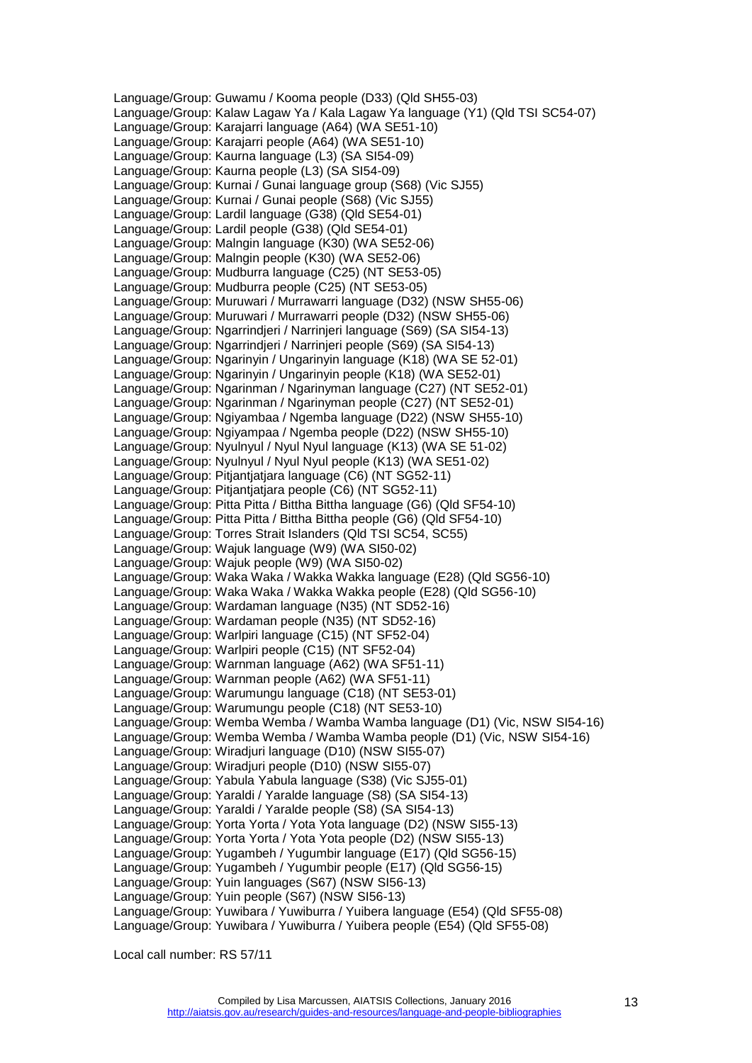Language/Group: Guwamu / Kooma people (D33) (Qld SH55-03)
Language/Group: Kalaw Lagaw Ya / Kala Lagaw Ya language (Y1) (Qld TSI SC54-07)
Language/Group: Karajarri language (A64) (WA SE51-10)
Language/Group: Karajarri people (A64) (WA SE51-10)
Language/Group: Kaurna language (L3) (SA SI54-09)
Language/Group: Kaurna people (L3) (SA SI54-09)
Language/Group: Kurnai / Gunai language group (S68) (Vic SJ55)
Language/Group: Kurnai / Gunai people (S68) (Vic SJ55)
Language/Group: Lardil language (G38) (Qld SE54-01)
Language/Group: Lardil people (G38) (Qld SE54-01)
Language/Group: Malngin language (K30) (WA SE52-06)
Language/Group: Malngin people (K30) (WA SE52-06)
Language/Group: Mudburra language (C25) (NT SE53-05)
Language/Group: Mudburra people (C25) (NT SE53-05)
Language/Group: Muruwari / Murrawarri language (D32) (NSW SH55-06)
Language/Group: Muruwari / Murrawarri people (D32) (NSW SH55-06)
Language/Group: Ngarrindjeri / Narrinjeri language (S69) (SA SI54-13)
Language/Group: Ngarrindjeri / Narrinjeri people (S69) (SA SI54-13)
Language/Group: Ngarinyin / Ungarinyin language (K18) (WA SE 52-01)
Language/Group: Ngarinyin / Ungarinyin people (K18) (WA SE52-01)
Language/Group: Ngarinman / Ngarinyman language (C27) (NT SE52-01)
Language/Group: Ngarinman / Ngarinyman people (C27) (NT SE52-01)
Language/Group: Ngiyambaa / Ngemba language (D22) (NSW SH55-10)
Language/Group: Ngiyampaa / Ngemba people (D22) (NSW SH55-10)
Language/Group: Nyulnyul / Nyul Nyul language (K13) (WA SE 51-02)
Language/Group: Nyulnyul / Nyul Nyul people (K13) (WA SE51-02)
Language/Group: Pitjantjatjara language (C6) (NT SG52-11)
Language/Group: Pitjantjatjara people (C6) (NT SG52-11)
Language/Group: Pitta Pitta / Bittha Bittha language (G6) (Qld SF54-10)
Language/Group: Pitta Pitta / Bittha Bittha people (G6) (Qld SF54-10)
Language/Group: Torres Strait Islanders (Qld TSI SC54, SC55)
Language/Group: Wajuk language (W9) (WA SI50-02)
Language/Group: Wajuk people (W9) (WA SI50-02)
Language/Group: Waka Waka / Wakka Wakka language (E28) (Qld SG56-10)
Language/Group: Waka Waka / Wakka Wakka people (E28) (Qld SG56-10)
Language/Group: Wardaman language (N35) (NT SD52-16)
Language/Group: Wardaman people (N35) (NT SD52-16)
Language/Group: Warlpiri language (C15) (NT SF52-04)
Language/Group: Warlpiri people (C15) (NT SF52-04)
Language/Group: Warnman language (A62) (WA SF51-11)
Language/Group: Warnman people (A62) (WA SF51-11)
Language/Group: Warumungu language (C18) (NT SE53-01)
Language/Group: Warumungu people (C18) (NT SE53-10)
Language/Group: Wemba Wemba / Wamba Wamba language (D1) (Vic, NSW SI54-16)
Language/Group: Wemba Wemba / Wamba Wamba people (D1) (Vic, NSW SI54-16)
Language/Group: Wiradjuri language (D10) (NSW SI55-07)
Language/Group: Wiradjuri people (D10) (NSW SI55-07)
Language/Group: Yabula Yabula language (S38) (Vic SJ55-01)
Language/Group: Yaraldi / Yaralde language (S8) (SA SI54-13)
Language/Group: Yaraldi / Yaralde people (S8) (SA SI54-13)
Language/Group: Yorta Yorta / Yota Yota language (D2) (NSW SI55-13)
Language/Group: Yorta Yorta / Yota Yota people (D2) (NSW SI55-13)
Language/Group: Yugambeh / Yugumbir language (E17) (Qld SG56-15)
Language/Group: Yugambeh / Yugumbir people (E17) (Qld SG56-15)
Language/Group: Yuin languages (S67) (NSW SI56-13)
Language/Group: Yuin people (S67) (NSW SI56-13)
Language/Group: Yuwibara / Yuwiburra / Yuibera language (E54) (Qld SF55-08)
Language/Group: Yuwibara / Yuwiburra / Yuibera people (E54) (Qld SF55-08)

Local call number: RS 57/11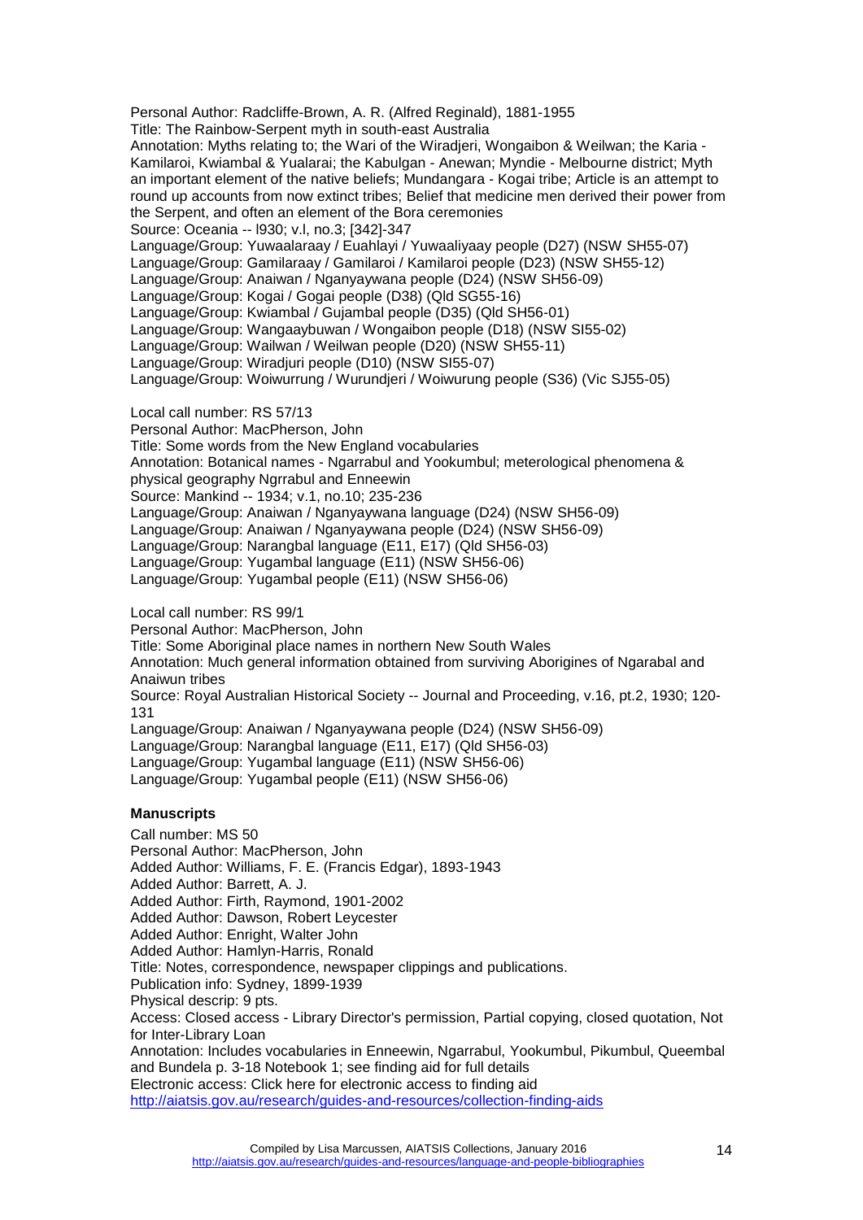Personal Author: Radcliffe-Brown, A. R. (Alfred Reginald), 1881-1955
Title: The Rainbow-Serpent myth in south-east Australia
Annotation: Myths relating to; the Wari of the Wiradjeri, Wongaibon & Weilwan; the Karia - Kamilaroi, Kwiambal & Yualarai; the Kabulgan - Anewan; Myndie - Melbourne district; Myth an important element of the native beliefs; Mundangara - Kogai tribe; Article is an attempt to round up accounts from now extinct tribes; Belief that medicine men derived their power from the Serpent, and often an element of the Bora ceremonies
Source: Oceania -- l930; v.l, no.3; [342]-347
Language/Group: Yuwaalaraay / Euahlayi / Yuwaaliyaay people (D27) (NSW SH55-07)
Language/Group: Gamilaraay / Gamilaroi / Kamilaroi people (D23) (NSW SH55-12)
Language/Group: Anaiwan / Nganyaywana people (D24) (NSW SH56-09)
Language/Group: Kogai / Gogai people (D38) (Qld SG55-16)
Language/Group: Kwiambal / Gujambal people (D35) (Qld SH56-01)
Language/Group: Wangaaybuwan / Wongaibon people (D18) (NSW SI55-02)
Language/Group: Wailwan / Weilwan people (D20) (NSW SH55-11)
Language/Group: Wiradjuri people (D10) (NSW SI55-07)
Language/Group: Woiwurrung / Wurundjeri / Woiwurung people (S36) (Vic SJ55-05)

Local call number: RS 57/13
Personal Author: MacPherson, John
Title: Some words from the New England vocabularies
Annotation: Botanical names - Ngarrabul and Yookumbul; meterological phenomena & physical geography Ngrrabul and Enneewin
Source: Mankind -- 1934; v.1, no.10; 235-236
Language/Group: Anaiwan / Nganyaywana language (D24) (NSW SH56-09)
Language/Group: Anaiwan / Nganyaywana people (D24) (NSW SH56-09)
Language/Group: Narangbal language (E11, E17) (Qld SH56-03)
Language/Group: Yugambal language (E11) (NSW SH56-06)
Language/Group: Yugambal people (E11) (NSW SH56-06)

Local call number: RS 99/1
Personal Author: MacPherson, John
Title: Some Aboriginal place names in northern New South Wales
Annotation: Much general information obtained from surviving Aborigines of Ngarabal and Anaiwun tribes
Source: Royal Australian Historical Society -- Journal and Proceeding, v.16, pt.2, 1930; 120-131
Language/Group: Anaiwan / Nganyaywana people (D24) (NSW SH56-09)
Language/Group: Narangbal language (E11, E17) (Qld SH56-03)
Language/Group: Yugambal language (E11) (NSW SH56-06)
Language/Group: Yugambal people (E11) (NSW SH56-06)

**Manuscripts**

Call number: MS 50
Personal Author: MacPherson, John
Added Author: Williams, F. E. (Francis Edgar), 1893-1943
Added Author: Barrett, A. J.
Added Author: Firth, Raymond, 1901-2002
Added Author: Dawson, Robert Leycester
Added Author: Enright, Walter John
Added Author: Hamlyn-Harris, Ronald
Title: Notes, correspondence, newspaper clippings and publications.
Publication info: Sydney, 1899-1939
Physical descrip: 9 pts.
Access: Closed access - Library Director's permission, Partial copying, closed quotation, Not for Inter-Library Loan
Annotation: Includes vocabularies in Enneewin, Ngarrabul, Yookumbul, Pikumbul, Queembal and Bundela p. 3-18 Notebook 1; see finding aid for full details
Electronic access: Click here for electronic access to finding aid
http://aiatsis.gov.au/research/guides-and-resources/collection-finding-aids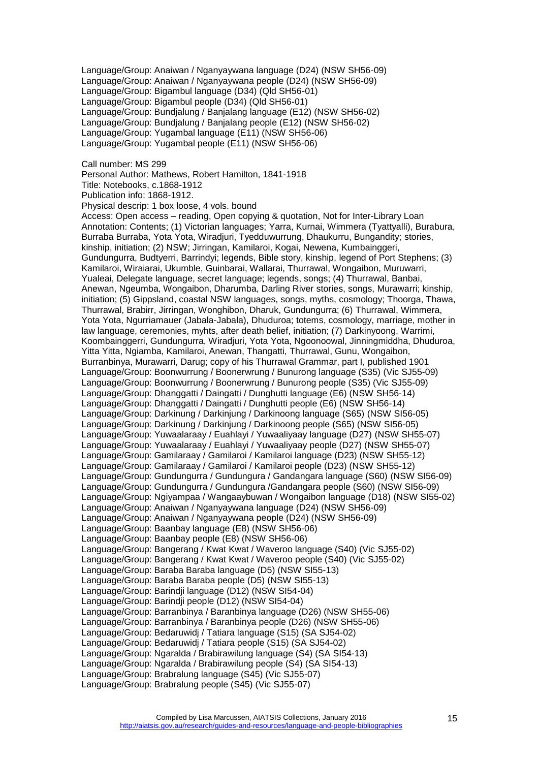Language/Group: Anaiwan / Nganyaywana language (D24) (NSW SH56-09)
Language/Group: Anaiwan / Nganyaywana people (D24) (NSW SH56-09)
Language/Group: Bigambul language (D34) (Qld SH56-01)
Language/Group: Bigambul people (D34) (Qld SH56-01)
Language/Group: Bundjalung / Banjalang language (E12) (NSW SH56-02)
Language/Group: Bundjalung / Banjalang people (E12) (NSW SH56-02)
Language/Group: Yugambal language (E11) (NSW SH56-06)
Language/Group: Yugambal people (E11) (NSW SH56-06)

Call number: MS 299
Personal Author: Mathews, Robert Hamilton, 1841-1918
Title: Notebooks, c.1868-1912
Publication info: 1868-1912.
Physical descrip: 1 box loose, 4 vols. bound
Access: Open access – reading, Open copying & quotation, Not for Inter-Library Loan
Annotation: Contents; (1) Victorian languages; Yarra, Kurnai, Wimmera (Tyattyalli), Burabura, Burraba Burraba, Yota Yota, Wiradjuri, Tyedduwurrung, Dhaukurru, Bungandity; stories, kinship, initiation; (2) NSW; Jirringan, Kamilaroi, Kogai, Newena, Kumbainggeri, Gundungurra, Budtyerri, Barrindyi; legends, Bible story, kinship, legend of Port Stephens; (3) Kamilaroi, Wiraiarai, Ukumble, Guinbarai, Wallarai, Thurrawal, Wongaibon, Muruwarri, Yualeai, Delegate language, secret language; legends, songs; (4) Thurrawal, Banbai, Anewan, Ngeumba, Wongaibon, Dharumba, Darling River stories, songs, Murawarri; kinship, initiation; (5) Gippsland, coastal NSW languages, songs, myths, cosmology; Thoorga, Thawa, Thurrawal, Brabirr, Jirringan, Wonghibon, Dharuk, Gundungurra; (6) Thurrawal, Wimmera, Yota Yota, Ngurriamauer (Jabala-Jabala), Dhuduroa; totems, cosmology, marriage, mother in law language, ceremonies, myhts, after death belief, initiation; (7) Darkinyoong, Warrimi, Koombainggerri, Gundungurra, Wiradjuri, Yota Yota, Ngoonoowal, Jinningmiddha, Dhuduroa, Yitta Yitta, Ngiamba, Kamilaroi, Anewan, Thangatti, Thurrawal, Gunu, Wongaibon, Burranbinya, Murawarri, Darug; copy of his Thurrawal Grammar, part I, published 1901
Language/Group: Boonwurrung / Boonerwrung / Bunurong language (S35) (Vic SJ55-09)
Language/Group: Boonwurrung / Boonerwrung / Bunurong people (S35) (Vic SJ55-09)
Language/Group: Dhanggatti / Daingatti / Dunghutti language (E6) (NSW SH56-14)
Language/Group: Dhanggatti / Daingatti / Dunghutti people (E6) (NSW SH56-14)
Language/Group: Darkinung / Darkinjung / Darkinoong language (S65) (NSW SI56-05)
Language/Group: Darkinung / Darkinjung / Darkinoong people (S65) (NSW SI56-05)
Language/Group: Yuwaalaraay / Euahlayi / Yuwaaliyaay language (D27) (NSW SH55-07)
Language/Group: Yuwaalaraay / Euahlayi / Yuwaaliyaay people (D27) (NSW SH55-07)
Language/Group: Gamilaraay / Gamilaroi / Kamilaroi language (D23) (NSW SH55-12)
Language/Group: Gamilaraay / Gamilaroi / Kamilaroi people (D23) (NSW SH55-12)
Language/Group: Gundungurra / Gundungura / Gandangara language (S60) (NSW SI56-09)
Language/Group: Gundungurra / Gundungura /Gandangara people (S60) (NSW SI56-09)
Language/Group: Ngiyampaa / Wangaaybuwan / Wongaibon language (D18) (NSW SI55-02)
Language/Group: Anaiwan / Nganyaywana language (D24) (NSW SH56-09)
Language/Group: Anaiwan / Nganyaywana people (D24) (NSW SH56-09)
Language/Group: Baanbay language (E8) (NSW SH56-06)
Language/Group: Baanbay people (E8) (NSW SH56-06)
Language/Group: Bangerang / Kwat Kwat / Waveroo language (S40) (Vic SJ55-02)
Language/Group: Bangerang / Kwat Kwat / Waveroo people (S40) (Vic SJ55-02)
Language/Group: Baraba Baraba language (D5) (NSW SI55-13)
Language/Group: Baraba Baraba people (D5) (NSW SI55-13)
Language/Group: Barindji language (D12) (NSW SI54-04)
Language/Group: Barindji people (D12) (NSW SI54-04)
Language/Group: Barranbinya / Baranbinya language (D26) (NSW SH55-06)
Language/Group: Barranbinya / Baranbinya people (D26) (NSW SH55-06)
Language/Group: Bedaruwidj / Tatiara language (S15) (SA SJ54-02)
Language/Group: Bedaruwidj / Tatiara people (S15) (SA SJ54-02)
Language/Group: Ngaralda / Brabirawilung language (S4) (SA SI54-13)
Language/Group: Ngaralda / Brabirawilung people (S4) (SA SI54-13)
Language/Group: Brabralung language (S45) (Vic SJ55-07)
Language/Group: Brabralung people (S45) (Vic SJ55-07)

Compiled by Lisa Marcussen, AIATSIS Collections, January 2016
http://aiatsis.gov.au/research/guides-and-resources/language-and-people-bibliographies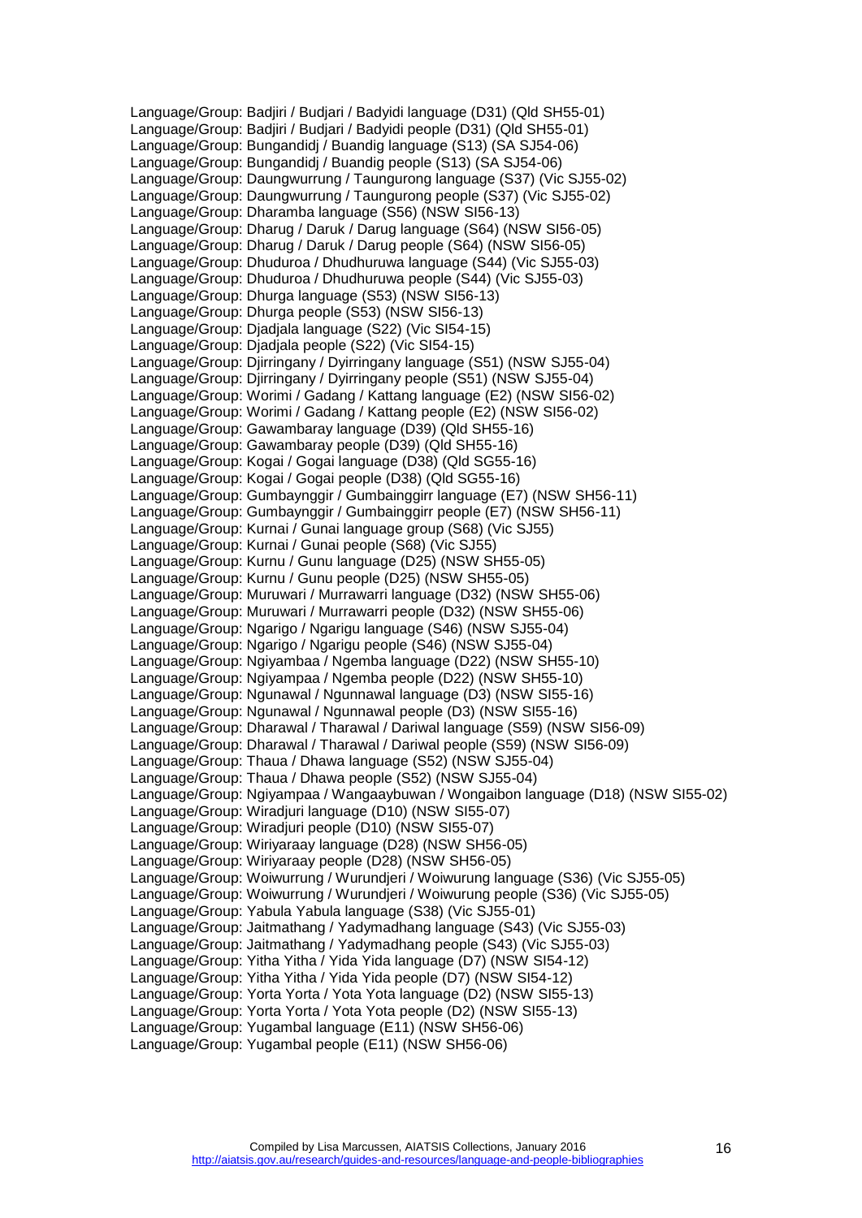Language/Group: Badjiri / Budjari / Badyidi language (D31) (Qld SH55-01)
Language/Group: Badjiri / Budjari / Badyidi people (D31) (Qld SH55-01)
Language/Group: Bungandidj / Buandig language (S13) (SA SJ54-06)
Language/Group: Bungandidj / Buandig people (S13) (SA SJ54-06)
Language/Group: Daungwurrung / Taungurong language (S37) (Vic SJ55-02)
Language/Group: Daungwurrung / Taungurong people (S37) (Vic SJ55-02)
Language/Group: Dharamba language (S56) (NSW SI56-13)
Language/Group: Dharug / Daruk / Darug language (S64) (NSW SI56-05)
Language/Group: Dharug / Daruk / Darug people (S64) (NSW SI56-05)
Language/Group: Dhuduroa / Dhudhuruwa language (S44) (Vic SJ55-03)
Language/Group: Dhuduroa / Dhudhuruwa people (S44) (Vic SJ55-03)
Language/Group: Dhurga language (S53) (NSW SI56-13)
Language/Group: Dhurga people (S53) (NSW SI56-13)
Language/Group: Djadjala language (S22) (Vic SI54-15)
Language/Group: Djadjala people (S22) (Vic SI54-15)
Language/Group: Djirringany / Dyirringany language (S51) (NSW SJ55-04)
Language/Group: Djirringany / Dyirringany people (S51) (NSW SJ55-04)
Language/Group: Worimi / Gadang / Kattang language (E2) (NSW SI56-02)
Language/Group: Worimi / Gadang / Kattang people (E2) (NSW SI56-02)
Language/Group: Gawambaray language (D39) (Qld SH55-16)
Language/Group: Gawambaray people (D39) (Qld SH55-16)
Language/Group: Kogai / Gogai language (D38) (Qld SG55-16)
Language/Group: Kogai / Gogai people (D38) (Qld SG55-16)
Language/Group: Gumbaynggir / Gumbainggirr language (E7) (NSW SH56-11)
Language/Group: Gumbaynggir / Gumbainggirr people (E7) (NSW SH56-11)
Language/Group: Kurnai / Gunai language group (S68) (Vic SJ55)
Language/Group: Kurnai / Gunai people (S68) (Vic SJ55)
Language/Group: Kurnu / Gunu language (D25) (NSW SH55-05)
Language/Group: Kurnu / Gunu people (D25) (NSW SH55-05)
Language/Group: Muruwari / Murrawarri language (D32) (NSW SH55-06)
Language/Group: Muruwari / Murrawarri people (D32) (NSW SH55-06)
Language/Group: Ngarigo / Ngarigu language (S46) (NSW SJ55-04)
Language/Group: Ngarigo / Ngarigu people (S46) (NSW SJ55-04)
Language/Group: Ngiyambaa / Ngemba language (D22) (NSW SH55-10)
Language/Group: Ngiyampaa / Ngemba people (D22) (NSW SH55-10)
Language/Group: Ngunawal / Ngunnawal language (D3) (NSW SI55-16)
Language/Group: Ngunawal / Ngunnawal people (D3) (NSW SI55-16)
Language/Group: Dharawal / Tharawal / Dariwal language (S59) (NSW SI56-09)
Language/Group: Dharawal / Tharawal / Dariwal people (S59) (NSW SI56-09)
Language/Group: Thaua / Dhawa language (S52) (NSW SJ55-04)
Language/Group: Thaua / Dhawa people (S52) (NSW SJ55-04)
Language/Group: Ngiyampaa / Wangaaybuwan / Wongaibon language (D18) (NSW SI55-02)
Language/Group: Wiradjuri language (D10) (NSW SI55-07)
Language/Group: Wiradjuri people (D10) (NSW SI55-07)
Language/Group: Wiriyaraay language (D28) (NSW SH56-05)
Language/Group: Wiriyaraay people (D28) (NSW SH56-05)
Language/Group: Woiwurrung / Wurundjeri / Woiwurung language (S36) (Vic SJ55-05)
Language/Group: Woiwurrung / Wurundjeri / Woiwurung people (S36) (Vic SJ55-05)
Language/Group: Yabula Yabula language (S38) (Vic SJ55-01)
Language/Group: Jaitmathang / Yadymadhang language (S43) (Vic SJ55-03)
Language/Group: Jaitmathang / Yadymadhang people (S43) (Vic SJ55-03)
Language/Group: Yitha Yitha / Yida Yida language (D7) (NSW SI54-12)
Language/Group: Yitha Yitha / Yida Yida people (D7) (NSW SI54-12)
Language/Group: Yorta Yorta / Yota Yota language (D2) (NSW SI55-13)
Language/Group: Yorta Yorta / Yota Yota people (D2) (NSW SI55-13)
Language/Group: Yugambal language (E11) (NSW SH56-06)
Language/Group: Yugambal people (E11) (NSW SH56-06)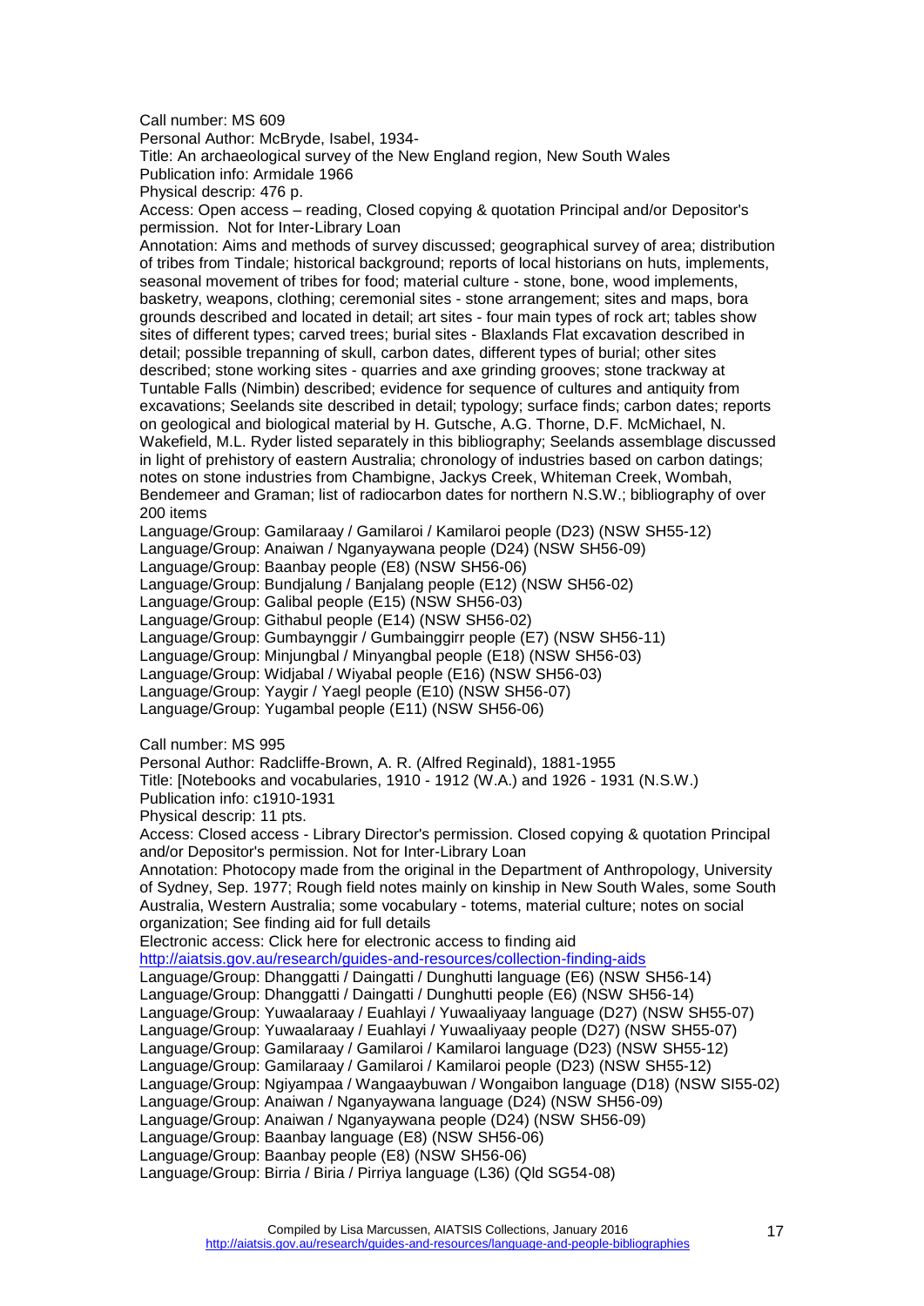Call number: MS 609
Personal Author: McBryde, Isabel, 1934-
Title: An archaeological survey of the New England region, New South Wales
Publication info: Armidale 1966
Physical descrip: 476 p.
Access: Open access – reading, Closed copying & quotation Principal and/or Depositor's permission. Not for Inter-Library Loan
Annotation: Aims and methods of survey discussed; geographical survey of area; distribution of tribes from Tindale; historical background; reports of local historians on huts, implements, seasonal movement of tribes for food; material culture - stone, bone, wood implements, basketry, weapons, clothing; ceremonial sites - stone arrangement; sites and maps, bora grounds described and located in detail; art sites - four main types of rock art; tables show sites of different types; carved trees; burial sites - Blaxlands Flat excavation described in detail; possible trepanning of skull, carbon dates, different types of burial; other sites described; stone working sites - quarries and axe grinding grooves; stone trackway at Tuntable Falls (Nimbin) described; evidence for sequence of cultures and antiquity from excavations; Seelands site described in detail; typology; surface finds; carbon dates; reports on geological and biological material by H. Gutsche, A.G. Thorne, D.F. McMichael, N. Wakefield, M.L. Ryder listed separately in this bibliography; Seelands assemblage discussed in light of prehistory of eastern Australia; chronology of industries based on carbon datings; notes on stone industries from Chambigne, Jackys Creek, Whiteman Creek, Wombah, Bendemeer and Graman; list of radiocarbon dates for northern N.S.W.; bibliography of over 200 items
Language/Group: Gamilaraay / Gamilaroi / Kamilaroi people (D23) (NSW SH55-12)
Language/Group: Anaiwan / Nganyaywana people (D24) (NSW SH56-09)
Language/Group: Baanbay people (E8) (NSW SH56-06)
Language/Group: Bundjalung / Banjalang people (E12) (NSW SH56-02)
Language/Group: Galibal people (E15) (NSW SH56-03)
Language/Group: Githabul people (E14) (NSW SH56-02)
Language/Group: Gumbaynggir / Gumbainggirr people (E7) (NSW SH56-11)
Language/Group: Minjungbal / Minyangbal people (E18) (NSW SH56-03)
Language/Group: Widjabal / Wiyabal people (E16) (NSW SH56-03)
Language/Group: Yaygir / Yaegl people (E10) (NSW SH56-07)
Language/Group: Yugambal people (E11) (NSW SH56-06)

Call number: MS 995
Personal Author: Radcliffe-Brown, A. R. (Alfred Reginald), 1881-1955
Title: [Notebooks and vocabularies, 1910 - 1912 (W.A.) and 1926 - 1931 (N.S.W.)
Publication info: c1910-1931
Physical descrip: 11 pts.
Access: Closed access - Library Director's permission. Closed copying & quotation Principal and/or Depositor's permission. Not for Inter-Library Loan
Annotation: Photocopy made from the original in the Department of Anthropology, University of Sydney, Sep. 1977; Rough field notes mainly on kinship in New South Wales, some South Australia, Western Australia; some vocabulary - totems, material culture; notes on social organization; See finding aid for full details
Electronic access: Click here for electronic access to finding aid
http://aiatsis.gov.au/research/guides-and-resources/collection-finding-aids
Language/Group: Dhanggatti / Daingatti / Dunghutti language (E6) (NSW SH56-14)
Language/Group: Dhanggatti / Daingatti / Dunghutti people (E6) (NSW SH56-14)
Language/Group: Yuwaalaraay / Euahlayi / Yuwaaliyaay language (D27) (NSW SH55-07)
Language/Group: Yuwaalaraay / Euahlayi / Yuwaaliyaay people (D27) (NSW SH55-07)
Language/Group: Gamilaraay / Gamilaroi / Kamilaroi language (D23) (NSW SH55-12)
Language/Group: Gamilaraay / Gamilaroi / Kamilaroi people (D23) (NSW SH55-12)
Language/Group: Ngiyampaa / Wangaaybuwan / Wongaibon language (D18) (NSW SI55-02)
Language/Group: Anaiwan / Nganyaywana language (D24) (NSW SH56-09)
Language/Group: Anaiwan / Nganyaywana people (D24) (NSW SH56-09)
Language/Group: Baanbay language (E8) (NSW SH56-06)
Language/Group: Baanbay people (E8) (NSW SH56-06)
Language/Group: Birria / Biria / Pirriya language (L36) (Qld SG54-08)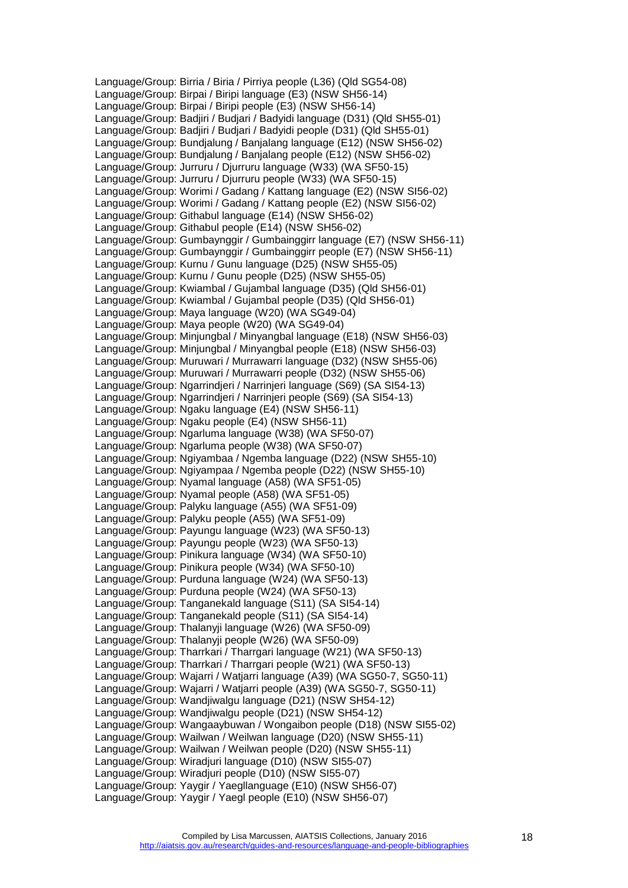Language/Group: Birria / Biria / Pirriya people (L36) (Qld SG54-08)
Language/Group: Birpai / Biripi language (E3) (NSW SH56-14)
Language/Group: Birpai / Biripi people (E3) (NSW SH56-14)
Language/Group: Badjiri / Budjari / Badyidi language (D31) (Qld SH55-01)
Language/Group: Badjiri / Budjari / Badyidi people (D31) (Qld SH55-01)
Language/Group: Bundjalung / Banjalang language (E12) (NSW SH56-02)
Language/Group: Bundjalung / Banjalang people (E12) (NSW SH56-02)
Language/Group: Jurruru / Djurruru language (W33) (WA SF50-15)
Language/Group: Jurruru / Djurruru people (W33) (WA SF50-15)
Language/Group: Worimi / Gadang / Kattang language (E2) (NSW SI56-02)
Language/Group: Worimi / Gadang / Kattang people (E2) (NSW SI56-02)
Language/Group: Githabul language (E14) (NSW SH56-02)
Language/Group: Githabul people (E14) (NSW SH56-02)
Language/Group: Gumbaynggir / Gumbainggirr language (E7) (NSW SH56-11)
Language/Group: Gumbaynggir / Gumbainggirr people (E7) (NSW SH56-11)
Language/Group: Kurnu / Gunu language (D25) (NSW SH55-05)
Language/Group: Kurnu / Gunu people (D25) (NSW SH55-05)
Language/Group: Kwiambal / Gujambal language (D35) (Qld SH56-01)
Language/Group: Kwiambal / Gujambal people (D35) (Qld SH56-01)
Language/Group: Maya language (W20) (WA SG49-04)
Language/Group: Maya people (W20) (WA SG49-04)
Language/Group: Minjungbal / Minyangbal language (E18) (NSW SH56-03)
Language/Group: Minjungbal / Minyangbal people (E18) (NSW SH56-03)
Language/Group: Muruwari / Murrawarri language (D32) (NSW SH55-06)
Language/Group: Muruwari / Murrawarri people (D32) (NSW SH55-06)
Language/Group: Ngarrindjeri / Narrinjeri language (S69) (SA SI54-13)
Language/Group: Ngarrindjeri / Narrinjeri people (S69) (SA SI54-13)
Language/Group: Ngaku language (E4) (NSW SH56-11)
Language/Group: Ngaku people (E4) (NSW SH56-11)
Language/Group: Ngarluma language (W38) (WA SF50-07)
Language/Group: Ngarluma people (W38) (WA SF50-07)
Language/Group: Ngiyambaa / Ngemba language (D22) (NSW SH55-10)
Language/Group: Ngiyampaa / Ngemba people (D22) (NSW SH55-10)
Language/Group: Nyamal language (A58) (WA SF51-05)
Language/Group: Nyamal people (A58) (WA SF51-05)
Language/Group: Palyku language (A55) (WA SF51-09)
Language/Group: Palyku people (A55) (WA SF51-09)
Language/Group: Payungu language (W23) (WA SF50-13)
Language/Group: Payungu people (W23) (WA SF50-13)
Language/Group: Pinikura language (W34) (WA SF50-10)
Language/Group: Pinikura people (W34) (WA SF50-10)
Language/Group: Purduna language (W24) (WA SF50-13)
Language/Group: Purduna people (W24) (WA SF50-13)
Language/Group: Tanganekald language (S11) (SA SI54-14)
Language/Group: Tanganekald people (S11) (SA SI54-14)
Language/Group: Thalanyji language (W26) (WA SF50-09)
Language/Group: Thalanyji people (W26) (WA SF50-09)
Language/Group: Tharrkari / Tharrgari language (W21) (WA SF50-13)
Language/Group: Tharrkari / Tharrgari people (W21) (WA SF50-13)
Language/Group: Wajarri / Watjarri language (A39) (WA SG50-7, SG50-11)
Language/Group: Wajarri / Watjarri people (A39) (WA SG50-7, SG50-11)
Language/Group: Wandjiwalgu language (D21) (NSW SH54-12)
Language/Group: Wandjiwalgu people (D21) (NSW SH54-12)
Language/Group: Wangaaybuwan / Wongaibon people (D18) (NSW SI55-02)
Language/Group: Wailwan / Weilwan language (D20) (NSW SH55-11)
Language/Group: Wailwan / Weilwan people (D20) (NSW SH55-11)
Language/Group: Wiradjuri language (D10) (NSW SI55-07)
Language/Group: Wiradjuri people (D10) (NSW SI55-07)
Language/Group: Yaygir / Yaegllanguage (E10) (NSW SH56-07)
Language/Group: Yaygir / Yaegl people (E10) (NSW SH56-07)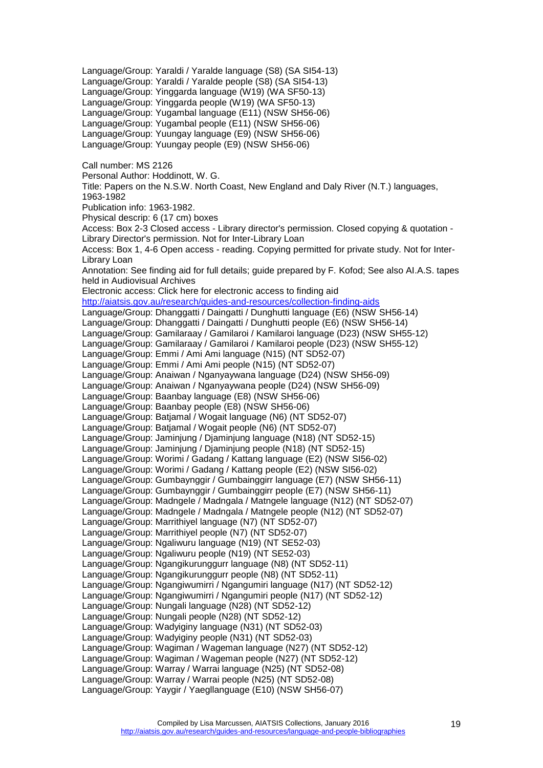Language/Group: Yaraldi / Yaralde language (S8) (SA SI54-13)
Language/Group: Yaraldi / Yaralde people (S8) (SA SI54-13)
Language/Group: Yinggarda language (W19) (WA SF50-13)
Language/Group: Yinggarda people (W19) (WA SF50-13)
Language/Group: Yugambal language (E11) (NSW SH56-06)
Language/Group: Yugambal people (E11) (NSW SH56-06)
Language/Group: Yuungay language (E9) (NSW SH56-06)
Language/Group: Yuungay people (E9) (NSW SH56-06)

Call number: MS 2126
Personal Author: Hoddinott, W. G.
Title: Papers on the N.S.W. North Coast, New England and Daly River (N.T.) languages, 1963-1982
Publication info: 1963-1982.
Physical descrip: 6 (17 cm) boxes
Access: Box 2-3 Closed access - Library director's permission. Closed copying & quotation - Library Director's permission. Not for Inter-Library Loan
Access: Box 1, 4-6 Open access - reading. Copying permitted for private study. Not for Inter-Library Loan
Annotation: See finding aid for full details; guide prepared by F. Kofod; See also AI.A.S. tapes held in Audiovisual Archives
Electronic access: Click here for electronic access to finding aid
http://aiatsis.gov.au/research/guides-and-resources/collection-finding-aids
Language/Group: Dhanggatti / Daingatti / Dunghutti language (E6) (NSW SH56-14)
Language/Group: Dhanggatti / Daingatti / Dunghutti people (E6) (NSW SH56-14)
Language/Group: Gamilaraay / Gamilaroi / Kamilaroi language (D23) (NSW SH55-12)
Language/Group: Gamilaraay / Gamilaroi / Kamilaroi people (D23) (NSW SH55-12)
Language/Group: Emmi / Ami Ami language (N15) (NT SD52-07)
Language/Group: Emmi / Ami Ami people (N15) (NT SD52-07)
Language/Group: Anaiwan / Nganyaywana language (D24) (NSW SH56-09)
Language/Group: Anaiwan / Nganyaywana people (D24) (NSW SH56-09)
Language/Group: Baanbay language (E8) (NSW SH56-06)
Language/Group: Baanbay people (E8) (NSW SH56-06)
Language/Group: Batjamal / Wogait language (N6) (NT SD52-07)
Language/Group: Batjamal / Wogait people (N6) (NT SD52-07)
Language/Group: Jaminjung / Djaminjung language (N18) (NT SD52-15)
Language/Group: Jaminjung / Djaminjung people (N18) (NT SD52-15)
Language/Group: Worimi / Gadang / Kattang language (E2) (NSW SI56-02)
Language/Group: Worimi / Gadang / Kattang people (E2) (NSW SI56-02)
Language/Group: Gumbaynggir / Gumbainggirr language (E7) (NSW SH56-11)
Language/Group: Gumbaynggir / Gumbainggirr people (E7) (NSW SH56-11)
Language/Group: Madngele / Madngala / Matngele language (N12) (NT SD52-07)
Language/Group: Madngele / Madngala / Matngele people (N12) (NT SD52-07)
Language/Group: Marrithiyel language (N7) (NT SD52-07)
Language/Group: Marrithiyel people (N7) (NT SD52-07)
Language/Group: Ngaliwuru language (N19) (NT SE52-03)
Language/Group: Ngaliwuru people (N19) (NT SE52-03)
Language/Group: Ngangikurunggurr language (N8) (NT SD52-11)
Language/Group: Ngangikurunggurr people (N8) (NT SD52-11)
Language/Group: Ngangiwumirri / Ngangumiri language (N17) (NT SD52-12)
Language/Group: Ngangiwumirri / Ngangumiri people (N17) (NT SD52-12)
Language/Group: Nungali language (N28) (NT SD52-12)
Language/Group: Nungali people (N28) (NT SD52-12)
Language/Group: Wadyiginy language (N31) (NT SD52-03)
Language/Group: Wadyiginy people (N31) (NT SD52-03)
Language/Group: Wagiman / Wageman language (N27) (NT SD52-12)
Language/Group: Wagiman / Wageman people (N27) (NT SD52-12)
Language/Group: Warray / Warrai language (N25) (NT SD52-08)
Language/Group: Warray / Warrai people (N25) (NT SD52-08)
Language/Group: Yaygir / Yaegllanguage (E10) (NSW SH56-07)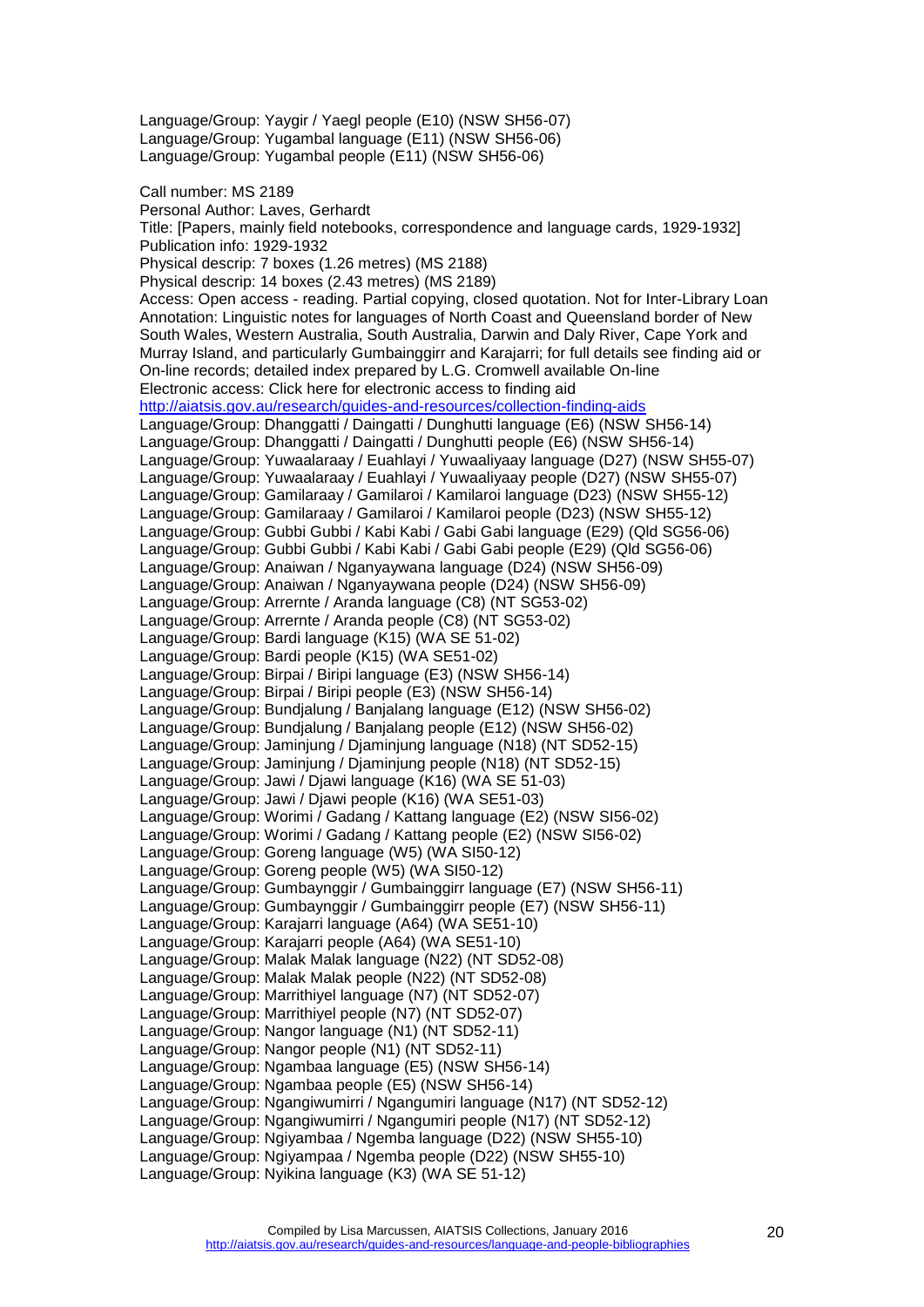Language/Group: Yaygir / Yaegl people (E10) (NSW SH56-07)
Language/Group: Yugambal language (E11) (NSW SH56-06)
Language/Group: Yugambal people (E11) (NSW SH56-06)

Call number: MS 2189
Personal Author: Laves, Gerhardt
Title: [Papers, mainly field notebooks, correspondence and language cards, 1929-1932]
Publication info: 1929-1932
Physical descrip: 7 boxes (1.26 metres) (MS 2188)
Physical descrip: 14 boxes (2.43 metres) (MS 2189)
Access: Open access - reading. Partial copying, closed quotation. Not for Inter-Library Loan
Annotation: Linguistic notes for languages of North Coast and Queensland border of New South Wales, Western Australia, South Australia, Darwin and Daly River, Cape York and Murray Island, and particularly Gumbainggirr and Karajarri; for full details see finding aid or On-line records; detailed index prepared by L.G. Cromwell available On-line
Electronic access: Click here for electronic access to finding aid
http://aiatsis.gov.au/research/guides-and-resources/collection-finding-aids
Language/Group: Dhanggatti / Daingatti / Dunghutti language (E6) (NSW SH56-14)
Language/Group: Dhanggatti / Daingatti / Dunghutti people (E6) (NSW SH56-14)
Language/Group: Yuwaalaraay / Euahlayi / Yuwaaliyaay language (D27) (NSW SH55-07)
Language/Group: Yuwaalaraay / Euahlayi / Yuwaaliyaay people (D27) (NSW SH55-07)
Language/Group: Gamilaraay / Gamilaroi / Kamilaroi language (D23) (NSW SH55-12)
Language/Group: Gamilaraay / Gamilaroi / Kamilaroi people (D23) (NSW SH55-12)
Language/Group: Gubbi Gubbi / Kabi Kabi / Gabi Gabi language (E29) (Qld SG56-06)
Language/Group: Gubbi Gubbi / Kabi Kabi / Gabi Gabi people (E29) (Qld SG56-06)
Language/Group: Anaiwan / Nganyaywana language (D24) (NSW SH56-09)
Language/Group: Anaiwan / Nganyaywana people (D24) (NSW SH56-09)
Language/Group: Arrernte / Aranda language (C8) (NT SG53-02)
Language/Group: Arrernte / Aranda people (C8) (NT SG53-02)
Language/Group: Bardi language (K15) (WA SE 51-02)
Language/Group: Bardi people (K15) (WA SE51-02)
Language/Group: Birpai / Biripi language (E3) (NSW SH56-14)
Language/Group: Birpai / Biripi people (E3) (NSW SH56-14)
Language/Group: Bundjalung / Banjalang language (E12) (NSW SH56-02)
Language/Group: Bundjalung / Banjalang people (E12) (NSW SH56-02)
Language/Group: Jaminjung / Djaminjung language (N18) (NT SD52-15)
Language/Group: Jaminjung / Djaminjung people (N18) (NT SD52-15)
Language/Group: Jawi / Djawi language (K16) (WA SE 51-03)
Language/Group: Jawi / Djawi people (K16) (WA SE51-03)
Language/Group: Worimi / Gadang / Kattang language (E2) (NSW SI56-02)
Language/Group: Worimi / Gadang / Kattang people (E2) (NSW SI56-02)
Language/Group: Goreng language (W5) (WA SI50-12)
Language/Group: Goreng people (W5) (WA SI50-12)
Language/Group: Gumbaynggir / Gumbainggirr language (E7) (NSW SH56-11)
Language/Group: Gumbaynggir / Gumbainggirr people (E7) (NSW SH56-11)
Language/Group: Karajarri language (A64) (WA SE51-10)
Language/Group: Karajarri people (A64) (WA SE51-10)
Language/Group: Malak Malak language (N22) (NT SD52-08)
Language/Group: Malak Malak people (N22) (NT SD52-08)
Language/Group: Marrithiyel language (N7) (NT SD52-07)
Language/Group: Marrithiyel people (N7) (NT SD52-07)
Language/Group: Nangor language (N1) (NT SD52-11)
Language/Group: Nangor people (N1) (NT SD52-11)
Language/Group: Ngambaa language (E5) (NSW SH56-14)
Language/Group: Ngambaa people (E5) (NSW SH56-14)
Language/Group: Ngangiwumirri / Ngangumiri language (N17) (NT SD52-12)
Language/Group: Ngangiwumirri / Ngangumiri people (N17) (NT SD52-12)
Language/Group: Ngiyambaa / Ngemba language (D22) (NSW SH55-10)
Language/Group: Ngiyampaa / Ngemba people (D22) (NSW SH55-10)
Language/Group: Nyikina language (K3) (WA SE 51-12)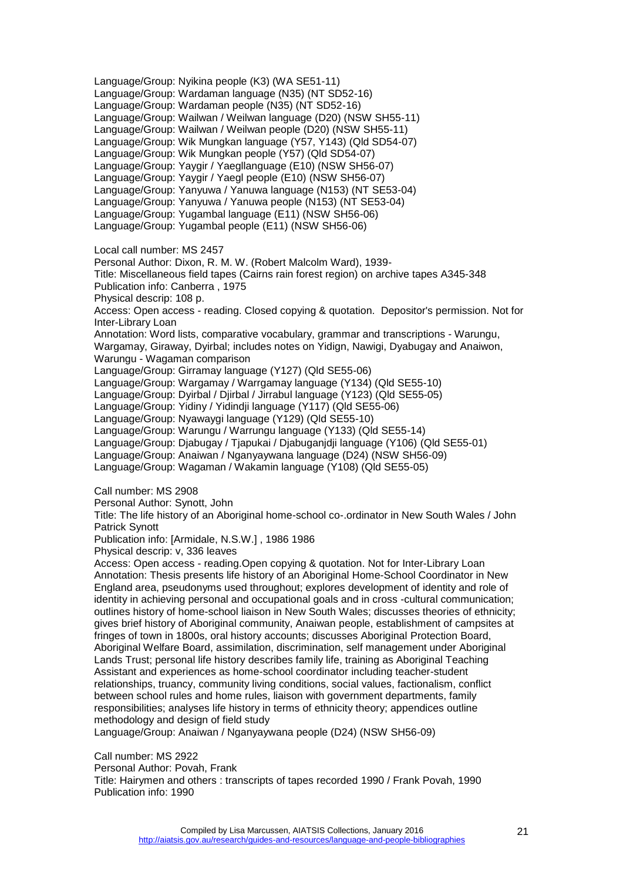Language/Group: Nyikina people (K3) (WA SE51-11)
Language/Group: Wardaman language (N35) (NT SD52-16)
Language/Group: Wardaman people (N35) (NT SD52-16)
Language/Group: Wailwan / Weilwan language (D20) (NSW SH55-11)
Language/Group: Wailwan / Weilwan people (D20) (NSW SH55-11)
Language/Group: Wik Mungkan language (Y57, Y143) (Qld SD54-07)
Language/Group: Wik Mungkan people (Y57) (Qld SD54-07)
Language/Group: Yaygir / Yaegllanguage (E10) (NSW SH56-07)
Language/Group: Yaygir / Yaegl people (E10) (NSW SH56-07)
Language/Group: Yanyuwa / Yanuwa language (N153) (NT SE53-04)
Language/Group: Yanyuwa / Yanuwa people (N153) (NT SE53-04)
Language/Group: Yugambal language (E11) (NSW SH56-06)
Language/Group: Yugambal people (E11) (NSW SH56-06)

Local call number: MS 2457
Personal Author: Dixon, R. M. W. (Robert Malcolm Ward), 1939-
Title: Miscellaneous field tapes (Cairns rain forest region) on archive tapes A345-348
Publication info: Canberra , 1975
Physical descrip: 108 p.
Access: Open access - reading. Closed copying & quotation. Depositor's permission. Not for Inter-Library Loan
Annotation: Word lists, comparative vocabulary, grammar and transcriptions - Warungu, Wargamay, Giraway, Dyirbal; includes notes on Yidign, Nawigi, Dyabugay and Anaiwon, Warungu - Wagaman comparison
Language/Group: Girramay language (Y127) (Qld SE55-06)
Language/Group: Wargamay / Warrgamay language (Y134) (Qld SE55-10)
Language/Group: Dyirbal / Djirbal / Jirrabul language (Y123) (Qld SE55-05)
Language/Group: Yidiny / Yidindji language (Y117) (Qld SE55-06)
Language/Group: Nyawaygi language (Y129) (Qld SE55-10)
Language/Group: Warungu / Warrungu language (Y133) (Qld SE55-14)
Language/Group: Djabugay / Tjapukai / Djabuganjdji language (Y106) (Qld SE55-01)
Language/Group: Anaiwan / Nganyaywana language (D24) (NSW SH56-09)
Language/Group: Wagaman / Wakamin language (Y108) (Qld SE55-05)

Call number: MS 2908
Personal Author: Synott, John
Title: The life history of an Aboriginal home-school co-.ordinator in New South Wales / John Patrick Synott
Publication info: [Armidale, N.S.W.] , 1986 1986
Physical descrip: v, 336 leaves
Access: Open access - reading.Open copying & quotation. Not for Inter-Library Loan
Annotation: Thesis presents life history of an Aboriginal Home-School Coordinator in New England area, pseudonyms used throughout; explores development of identity and role of identity in achieving personal and occupational goals and in cross -cultural communication; outlines history of home-school liaison in New South Wales; discusses theories of ethnicity; gives brief history of Aboriginal community, Anaiwan people, establishment of campsites at fringes of town in 1800s, oral history accounts; discusses Aboriginal Protection Board, Aboriginal Welfare Board, assimilation, discrimination, self management under Aboriginal Lands Trust; personal life history describes family life, training as Aboriginal Teaching Assistant and experiences as home-school coordinator including teacher-student relationships, truancy, community living conditions, social values, factionalism, conflict between school rules and home rules, liaison with government departments, family responsibilities; analyses life history in terms of ethnicity theory; appendices outline methodology and design of field study
Language/Group: Anaiwan / Nganyaywana people (D24) (NSW SH56-09)

Call number: MS 2922
Personal Author: Povah, Frank
Title: Hairymen and others : transcripts of tapes recorded 1990 / Frank Povah, 1990
Publication info: 1990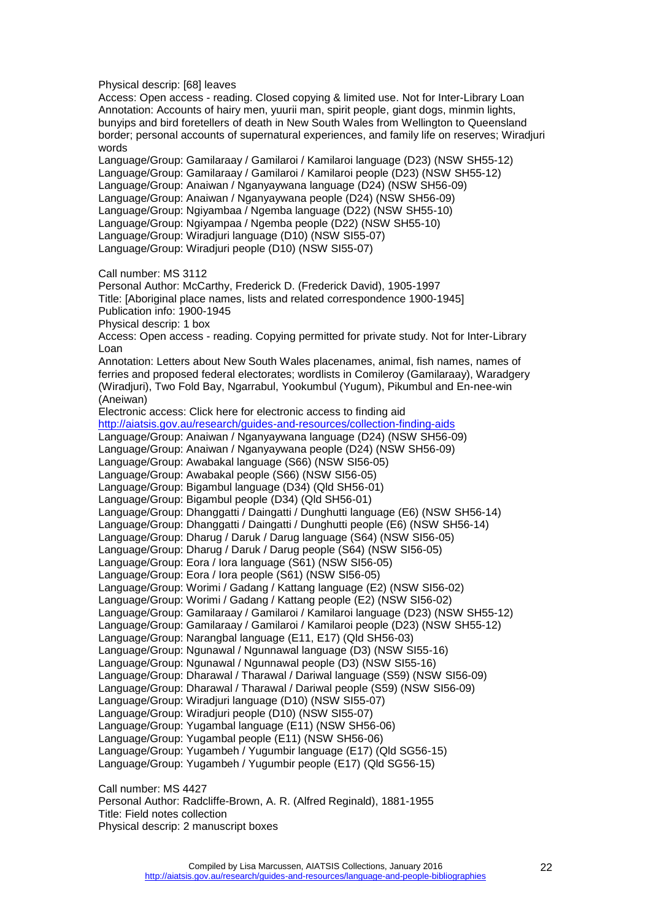Physical descrip: [68] leaves
Access: Open access - reading. Closed copying & limited use. Not for Inter-Library Loan
Annotation: Accounts of hairy men, yuurii man, spirit people, giant dogs, minmin lights, bunyips and bird foretellers of death in New South Wales from Wellington to Queensland border; personal accounts of supernatural experiences, and family life on reserves; Wiradjuri words
Language/Group: Gamilaraay / Gamilaroi / Kamilaroi language (D23) (NSW SH55-12)
Language/Group: Gamilaraay / Gamilaroi / Kamilaroi people (D23) (NSW SH55-12)
Language/Group: Anaiwan / Nganyaywana language (D24) (NSW SH56-09)
Language/Group: Anaiwan / Nganyaywana people (D24) (NSW SH56-09)
Language/Group: Ngiyambaa / Ngemba language (D22) (NSW SH55-10)
Language/Group: Ngiyampaa / Ngemba people (D22) (NSW SH55-10)
Language/Group: Wiradjuri language (D10) (NSW SI55-07)
Language/Group: Wiradjuri people (D10) (NSW SI55-07)

Call number: MS 3112
Personal Author: McCarthy, Frederick D. (Frederick David), 1905-1997
Title: [Aboriginal place names, lists and related correspondence 1900-1945]
Publication info: 1900-1945
Physical descrip: 1 box
Access: Open access - reading. Copying permitted for private study. Not for Inter-Library Loan
Annotation: Letters about New South Wales placenames, animal, fish names, names of ferries and proposed federal electorates; wordlists in Comileroy (Gamilaraay), Waradgery (Wiradjuri), Two Fold Bay, Ngarrabul, Yookumbul (Yugum), Pikumbul and En-nee-win (Aneiwan)
Electronic access: Click here for electronic access to finding aid
http://aiatsis.gov.au/research/guides-and-resources/collection-finding-aids
Language/Group: Anaiwan / Nganyaywana language (D24) (NSW SH56-09)
Language/Group: Anaiwan / Nganyaywana people (D24) (NSW SH56-09)
Language/Group: Awabakal language (S66) (NSW SI56-05)
Language/Group: Awabakal people (S66) (NSW SI56-05)
Language/Group: Bigambul language (D34) (Qld SH56-01)
Language/Group: Bigambul people (D34) (Qld SH56-01)
Language/Group: Dhanggatti / Daingatti / Dunghutti language (E6) (NSW SH56-14)
Language/Group: Dhanggatti / Daingatti / Dunghutti people (E6) (NSW SH56-14)
Language/Group: Dharug / Daruk / Darug language (S64) (NSW SI56-05)
Language/Group: Dharug / Daruk / Darug people (S64) (NSW SI56-05)
Language/Group: Eora / Iora language (S61) (NSW SI56-05)
Language/Group: Eora / Iora people (S61) (NSW SI56-05)
Language/Group: Worimi / Gadang / Kattang language (E2) (NSW SI56-02)
Language/Group: Worimi / Gadang / Kattang people (E2) (NSW SI56-02)
Language/Group: Gamilaraay / Gamilaroi / Kamilaroi language (D23) (NSW SH55-12)
Language/Group: Gamilaraay / Gamilaroi / Kamilaroi people (D23) (NSW SH55-12)
Language/Group: Narangbal language (E11, E17) (Qld SH56-03)
Language/Group: Ngunawal / Ngunnawal language (D3) (NSW SI55-16)
Language/Group: Ngunawal / Ngunnawal people (D3) (NSW SI55-16)
Language/Group: Dharawal / Tharawal / Dariwal language (S59) (NSW SI56-09)
Language/Group: Dharawal / Tharawal / Dariwal people (S59) (NSW SI56-09)
Language/Group: Wiradjuri language (D10) (NSW SI55-07)
Language/Group: Wiradjuri people (D10) (NSW SI55-07)
Language/Group: Yugambal language (E11) (NSW SH56-06)
Language/Group: Yugambal people (E11) (NSW SH56-06)
Language/Group: Yugambeh / Yugumbir language (E17) (Qld SG56-15)
Language/Group: Yugambeh / Yugumbir people (E17) (Qld SG56-15)

Call number: MS 4427
Personal Author: Radcliffe-Brown, A. R. (Alfred Reginald), 1881-1955
Title: Field notes collection
Physical descrip: 2 manuscript boxes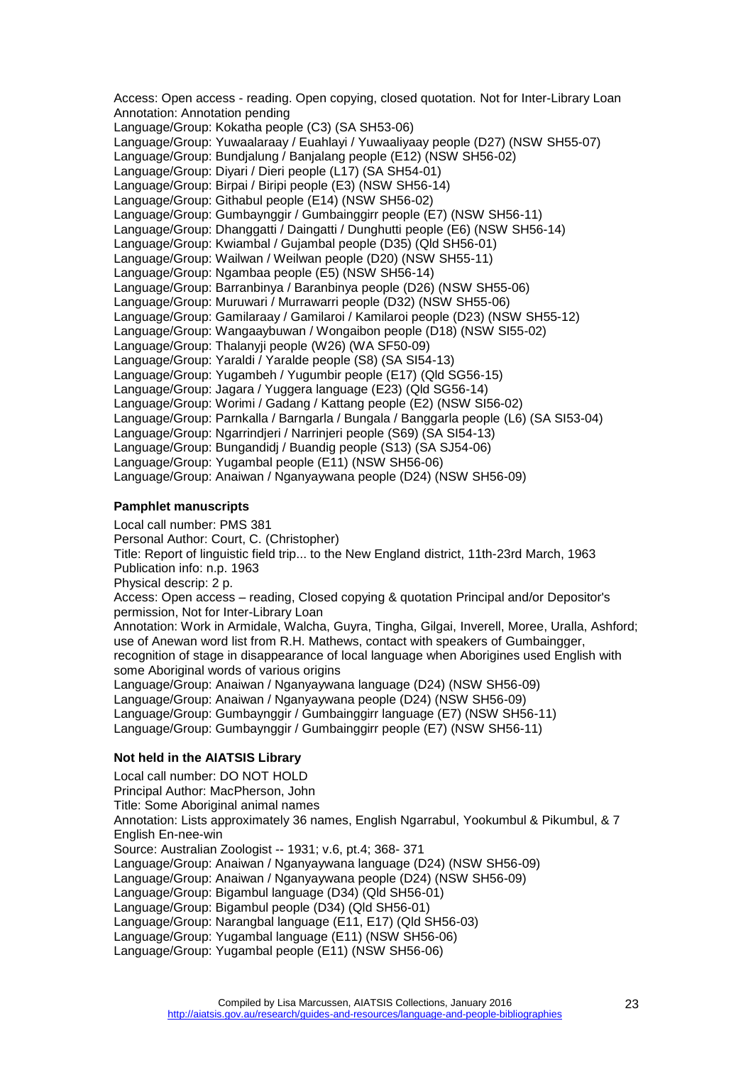Access: Open access - reading. Open copying, closed quotation. Not for Inter-Library Loan
Annotation: Annotation pending
Language/Group: Kokatha people (C3) (SA SH53-06)
Language/Group: Yuwaalaraay / Euahlayi / Yuwaaliyaay people (D27) (NSW SH55-07)
Language/Group: Bundjalung / Banjalang people (E12) (NSW SH56-02)
Language/Group: Diyari / Dieri people (L17) (SA SH54-01)
Language/Group: Birpai / Biripi people (E3) (NSW SH56-14)
Language/Group: Githabul people (E14) (NSW SH56-02)
Language/Group: Gumbaynggir / Gumbainggirr people (E7) (NSW SH56-11)
Language/Group: Dhanggatti / Daingatti / Dunghutti people (E6) (NSW SH56-14)
Language/Group: Kwiambal / Gujambal people (D35) (Qld SH56-01)
Language/Group: Wailwan / Weilwan people (D20) (NSW SH55-11)
Language/Group: Ngambaa people (E5) (NSW SH56-14)
Language/Group: Barranbinya / Baranbinya people (D26) (NSW SH55-06)
Language/Group: Muruwari / Murrawarri people (D32) (NSW SH55-06)
Language/Group: Gamilaraay / Gamilaroi / Kamilaroi people (D23) (NSW SH55-12)
Language/Group: Wangaaybuwan / Wongaibon people (D18) (NSW SI55-02)
Language/Group: Thalanyji people (W26) (WA SF50-09)
Language/Group: Yaraldi / Yaralde people (S8) (SA SI54-13)
Language/Group: Yugambeh / Yugumbir people (E17) (Qld SG56-15)
Language/Group: Jagara / Yuggera language (E23) (Qld SG56-14)
Language/Group: Worimi / Gadang / Kattang people (E2) (NSW SI56-02)
Language/Group: Parnkalla / Barngarla / Bungala / Banggarla people (L6) (SA SI53-04)
Language/Group: Ngarrindjeri / Narrinjeri people (S69) (SA SI54-13)
Language/Group: Bungandidj / Buandig people (S13) (SA SJ54-06)
Language/Group: Yugambal people (E11) (NSW SH56-06)
Language/Group: Anaiwan / Nganyaywana people (D24) (NSW SH56-09)

**Pamphlet manuscripts**

Local call number: PMS 381
Personal Author: Court, C. (Christopher)
Title: Report of linguistic field trip... to the New England district, 11th-23rd March, 1963
Publication info: n.p. 1963
Physical descrip: 2 p.
Access: Open access – reading, Closed copying & quotation Principal and/or Depositor's permission, Not for Inter-Library Loan
Annotation: Work in Armidale, Walcha, Guyra, Tingha, Gilgai, Inverell, Moree, Uralla, Ashford; use of Anewan word list from R.H. Mathews, contact with speakers of Gumbaingger, recognition of stage in disappearance of local language when Aborigines used English with some Aboriginal words of various origins
Language/Group: Anaiwan / Nganyaywana language (D24) (NSW SH56-09)
Language/Group: Anaiwan / Nganyaywana people (D24) (NSW SH56-09)
Language/Group: Gumbaynggir / Gumbainggirr language (E7) (NSW SH56-11)
Language/Group: Gumbaynggir / Gumbainggirr people (E7) (NSW SH56-11)

**Not held in the AIATSIS Library**

Local call number: DO NOT HOLD
Principal Author: MacPherson, John
Title: Some Aboriginal animal names
Annotation: Lists approximately 36 names, English Ngarrabul, Yookumbul & Pikumbul, & 7 English En-nee-win
Source: Australian Zoologist -- 1931; v.6, pt.4; 368- 371
Language/Group: Anaiwan / Nganyaywana language (D24) (NSW SH56-09)
Language/Group: Anaiwan / Nganyaywana people (D24) (NSW SH56-09)
Language/Group: Bigambul language (D34) (Qld SH56-01)
Language/Group: Bigambul people (D34) (Qld SH56-01)
Language/Group: Narangbal language (E11, E17) (Qld SH56-03)
Language/Group: Yugambal language (E11) (NSW SH56-06)
Language/Group: Yugambal people (E11) (NSW SH56-06)

Compiled by Lisa Marcussen, AIATSIS Collections, January 2016
http://aiatsis.gov.au/research/guides-and-resources/language-and-people-bibliographies